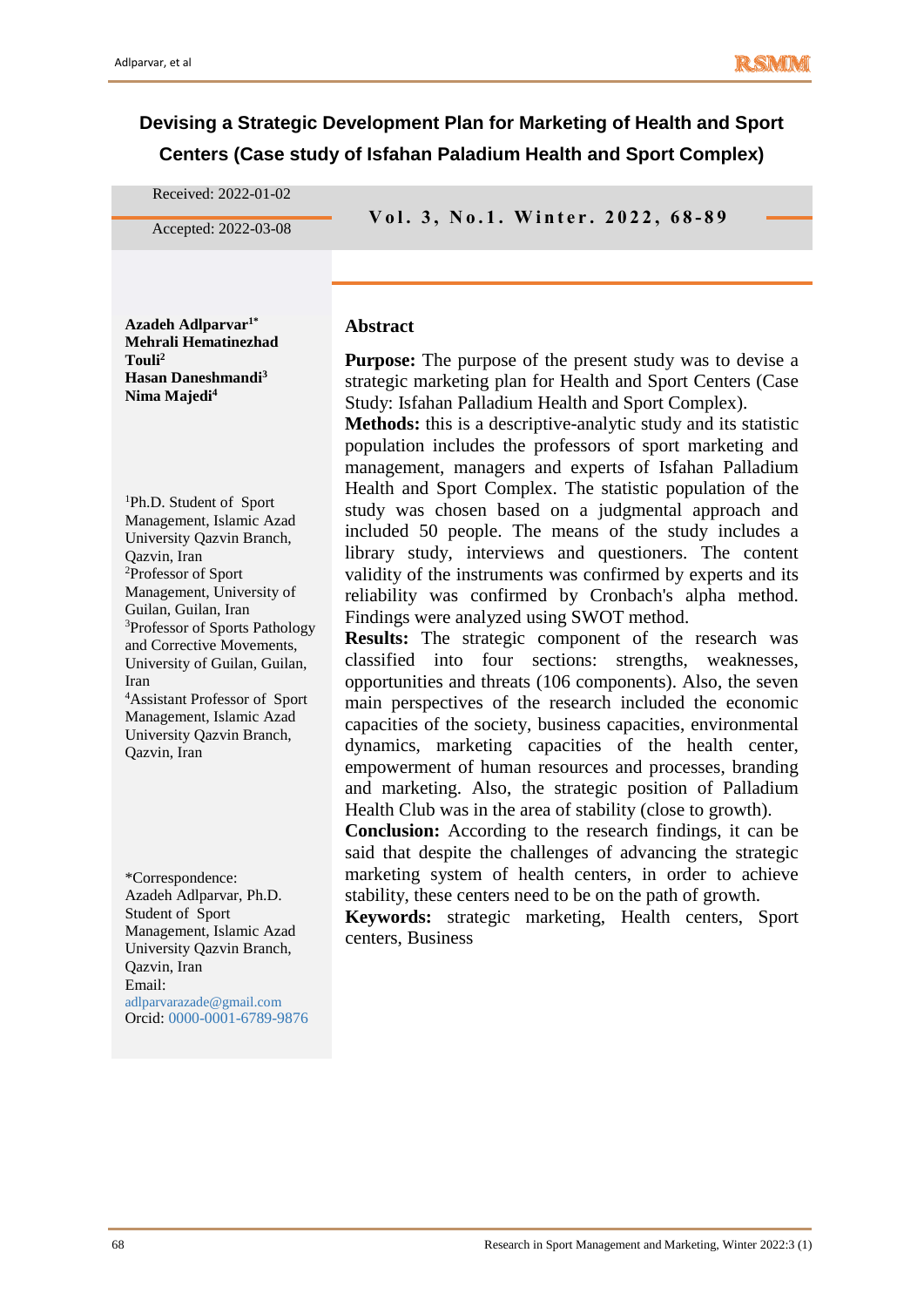# Devising a Strategic Development Plan for Marketing of Health and Sport Centers (Case study of Isfahan Paladium Health and Sport Complex)

Received: 2022-01-02

Accepted: 2022-03-08

**Azadeh Adlparvar[1*]**
**Mehrali Hematinezhad Touli[2]**
**Hasan Daneshmandi[3]**
**Nima Majedi[4]**

[1]Ph.D. Student of Sport Management, Islamic Azad University Qazvin Branch, Qazvin, Iran
[2]Professor of Sport Management, University of Guilan, Guilan, Iran
[3]Professor of Sports Pathology and Corrective Movements, University of Guilan, Guilan, Iran
[4]Assistant Professor of Sport Management, Islamic Azad University Qazvin Branch, Qazvin, Iran

*Correspondence:
Azadeh Adlparvar, Ph.D. Student of Sport Management, Islamic Azad University Qazvin Branch, Qazvin, Iran
Email: adlparvarazade@gmail.com
Orcid: 0000-0001-6789-9876

## Abstract

**Purpose:** The purpose of the present study was to devise a strategic marketing plan for Health and Sport Centers (Case Study: Isfahan Palladium Health and Sport Complex).
**Methods:** this is a descriptive-analytic study and its statistic population includes the professors of sport marketing and management, managers and experts of Isfahan Palladium Health and Sport Complex. The statistic population of the study was chosen based on a judgmental approach and included 50 people. The means of the study includes a library study, interviews and questioners. The content validity of the instruments was confirmed by experts and its reliability was confirmed by Cronbach's alpha method. Findings were analyzed using SWOT method.
**Results:** The strategic component of the research was classified into four sections: strengths, weaknesses, opportunities and threats (106 components). Also, the seven main perspectives of the research included the economic capacities of the society, business capacities, environmental dynamics, marketing capacities of the health center, empowerment of human resources and processes, branding and marketing. Also, the strategic position of Palladium Health Club was in the area of stability (close to growth).
**Conclusion:** According to the research findings, it can be said that despite the challenges of advancing the strategic marketing system of health centers, in order to achieve stability, these centers need to be on the path of growth.
**Keywords:** strategic marketing, Health centers, Sport centers, Business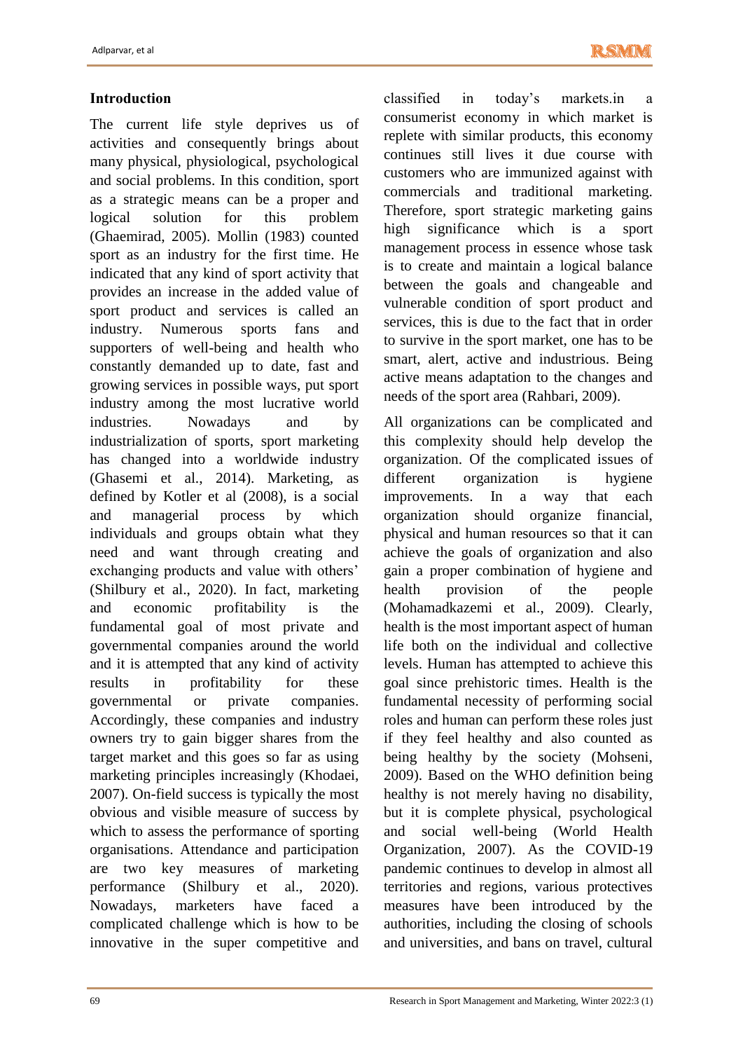### Introduction

The current life style deprives us of activities and consequently brings about many physical, physiological, psychological and social problems. In this condition, sport as a strategic means can be a proper and logical solution for this problem (Ghaemirad, 2005). Mollin (1983) counted sport as an industry for the first time. He indicated that any kind of sport activity that provides an increase in the added value of sport product and services is called an industry. Numerous sports fans and supporters of well-being and health who constantly demanded up to date, fast and growing services in possible ways, put sport industry among the most lucrative world industries. Nowadays and by industrialization of sports, sport marketing has changed into a worldwide industry (Ghasemi et al., 2014). Marketing, as defined by Kotler et al (2008), is a social and managerial process by which individuals and groups obtain what they need and want through creating and exchanging products and value with others' (Shilbury et al., 2020). In fact, marketing and economic profitability is the fundamental goal of most private and governmental companies around the world and it is attempted that any kind of activity results in profitability for these governmental or private companies. Accordingly, these companies and industry owners try to gain bigger shares from the target market and this goes so far as using marketing principles increasingly (Khodaei, 2007). On-field success is typically the most obvious and visible measure of success by which to assess the performance of sporting organisations. Attendance and participation are two key measures of marketing performance (Shilbury et al., 2020). Nowadays, marketers have faced a complicated challenge which is how to be innovative in the super competitive and classified in today's markets.in a consumerist economy in which market is replete with similar products, this economy continues still lives it due course with customers who are immunized against with commercials and traditional marketing. Therefore, sport strategic marketing gains high significance which is a sport management process in essence whose task is to create and maintain a logical balance between the goals and changeable and vulnerable condition of sport product and services, this is due to the fact that in order to survive in the sport market, one has to be smart, alert, active and industrious. Being active means adaptation to the changes and needs of the sport area (Rahbari, 2009).

All organizations can be complicated and this complexity should help develop the organization. Of the complicated issues of different organization is hygiene improvements. In a way that each organization should organize financial, physical and human resources so that it can achieve the goals of organization and also gain a proper combination of hygiene and health provision of the people (Mohamadkazemi et al., 2009). Clearly, health is the most important aspect of human life both on the individual and collective levels. Human has attempted to achieve this goal since prehistoric times. Health is the fundamental necessity of performing social roles and human can perform these roles just if they feel healthy and also counted as being healthy by the society (Mohseni, 2009). Based on the WHO definition being healthy is not merely having no disability, but it is complete physical, psychological and social well-being (World Health Organization, 2007). As the COVID-19 pandemic continues to develop in almost all territories and regions, various protectives measures have been introduced by the authorities, including the closing of schools and universities, and bans on travel, cultural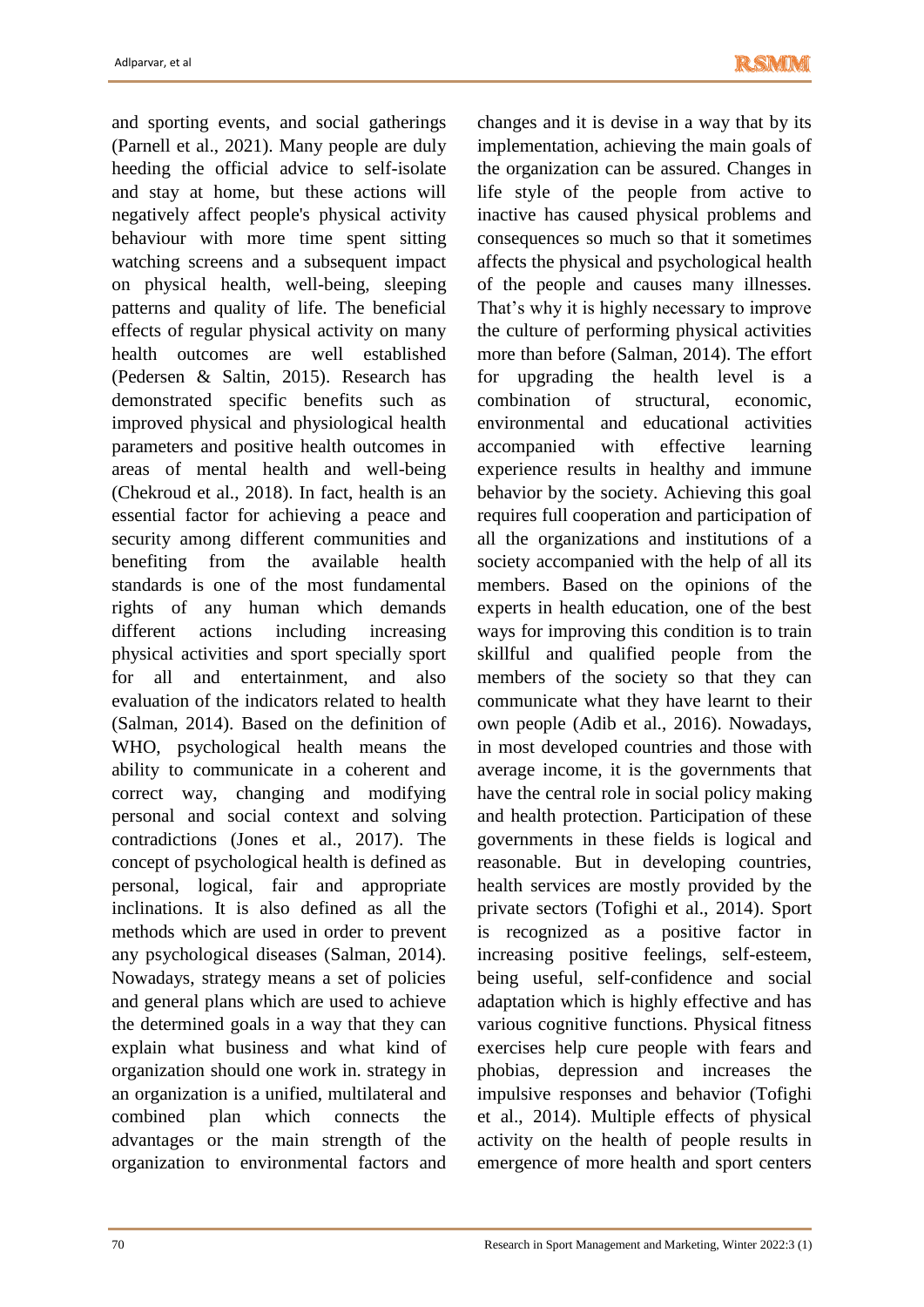and sporting events, and social gatherings (Parnell et al., 2021). Many people are duly heeding the official advice to self-isolate and stay at home, but these actions will negatively affect people's physical activity behaviour with more time spent sitting watching screens and a subsequent impact on physical health, well-being, sleeping patterns and quality of life. The beneficial effects of regular physical activity on many health outcomes are well established (Pedersen & Saltin, 2015). Research has demonstrated specific benefits such as improved physical and physiological health parameters and positive health outcomes in areas of mental health and well-being (Chekroud et al., 2018). In fact, health is an essential factor for achieving a peace and security among different communities and benefiting from the available health standards is one of the most fundamental rights of any human which demands different actions including increasing physical activities and sport specially sport for all and entertainment, and also evaluation of the indicators related to health (Salman, 2014). Based on the definition of WHO, psychological health means the ability to communicate in a coherent and correct way, changing and modifying personal and social context and solving contradictions (Jones et al., 2017). The concept of psychological health is defined as personal, logical, fair and appropriate inclinations. It is also defined as all the methods which are used in order to prevent any psychological diseases (Salman, 2014). Nowadays, strategy means a set of policies and general plans which are used to achieve the determined goals in a way that they can explain what business and what kind of organization should one work in. strategy in an organization is a unified, multilateral and combined plan which connects the advantages or the main strength of the organization to environmental factors and changes and it is devise in a way that by its implementation, achieving the main goals of the organization can be assured. Changes in life style of the people from active to inactive has caused physical problems and consequences so much so that it sometimes affects the physical and psychological health of the people and causes many illnesses. That's why it is highly necessary to improve the culture of performing physical activities more than before (Salman, 2014). The effort for upgrading the health level is a combination of structural, economic, environmental and educational activities accompanied with effective learning experience results in healthy and immune behavior by the society. Achieving this goal requires full cooperation and participation of all the organizations and institutions of a society accompanied with the help of all its members. Based on the opinions of the experts in health education, one of the best ways for improving this condition is to train skillful and qualified people from the members of the society so that they can communicate what they have learnt to their own people (Adib et al., 2016). Nowadays, in most developed countries and those with average income, it is the governments that have the central role in social policy making and health protection. Participation of these governments in these fields is logical and reasonable. But in developing countries, health services are mostly provided by the private sectors (Tofighi et al., 2014). Sport is recognized as a positive factor in increasing positive feelings, self-esteem, being useful, self-confidence and social adaptation which is highly effective and has various cognitive functions. Physical fitness exercises help cure people with fears and phobias, depression and increases the impulsive responses and behavior (Tofighi et al., 2014). Multiple effects of physical activity on the health of people results in emergence of more health and sport centers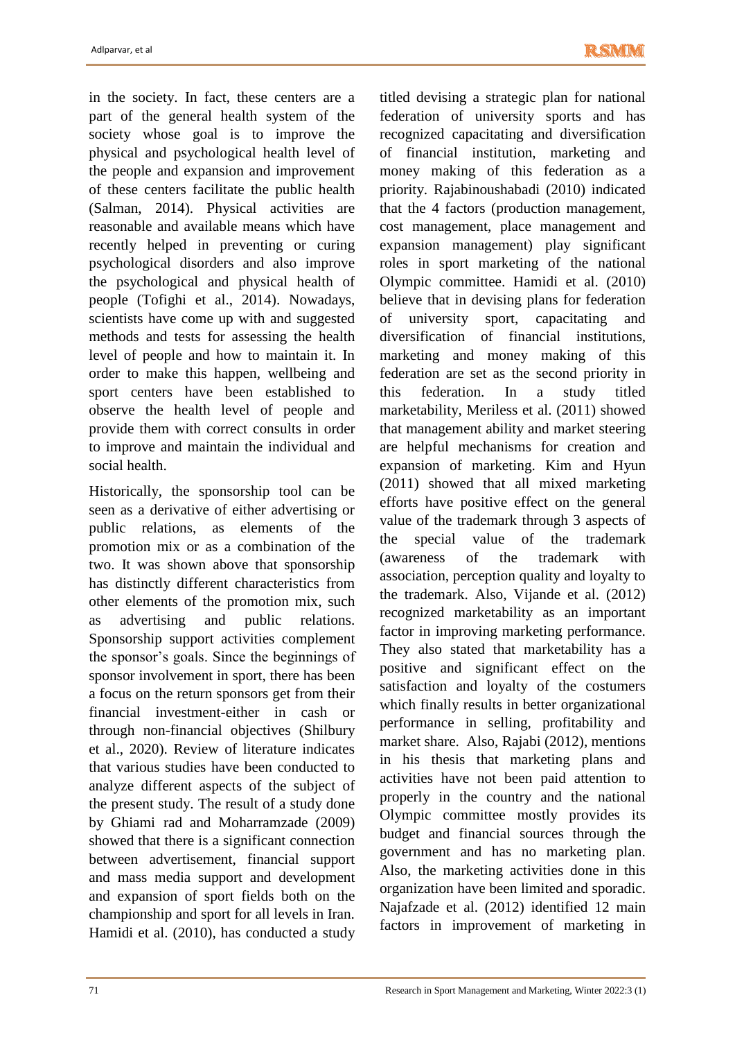in the society. In fact, these centers are a part of the general health system of the society whose goal is to improve the physical and psychological health level of the people and expansion and improvement of these centers facilitate the public health (Salman, 2014). Physical activities are reasonable and available means which have recently helped in preventing or curing psychological disorders and also improve the psychological and physical health of people (Tofighi et al., 2014). Nowadays, scientists have come up with and suggested methods and tests for assessing the health level of people and how to maintain it. In order to make this happen, wellbeing and sport centers have been established to observe the health level of people and provide them with correct consults in order to improve and maintain the individual and social health.

Historically, the sponsorship tool can be seen as a derivative of either advertising or public relations, as elements of the promotion mix or as a combination of the two. It was shown above that sponsorship has distinctly different characteristics from other elements of the promotion mix, such as advertising and public relations. Sponsorship support activities complement the sponsor's goals. Since the beginnings of sponsor involvement in sport, there has been a focus on the return sponsors get from their financial investment-either in cash or through non-financial objectives (Shilbury et al., 2020). Review of literature indicates that various studies have been conducted to analyze different aspects of the subject of the present study. The result of a study done by Ghiami rad and Moharramzade (2009) showed that there is a significant connection between advertisement, financial support and mass media support and development and expansion of sport fields both on the championship and sport for all levels in Iran. Hamidi et al. (2010), has conducted a study titled devising a strategic plan for national federation of university sports and has recognized capacitating and diversification of financial institution, marketing and money making of this federation as a priority. Rajabinoushabadi (2010) indicated that the 4 factors (production management, cost management, place management and expansion management) play significant roles in sport marketing of the national Olympic committee. Hamidi et al. (2010) believe that in devising plans for federation of university sport, capacitating and diversification of financial institutions, marketing and money making of this federation are set as the second priority in this federation. In a study titled marketability, Meriless et al. (2011) showed that management ability and market steering are helpful mechanisms for creation and expansion of marketing. Kim and Hyun (2011) showed that all mixed marketing efforts have positive effect on the general value of the trademark through 3 aspects of the special value of the trademark (awareness of the trademark with association, perception quality and loyalty to the trademark. Also, Vijande et al. (2012) recognized marketability as an important factor in improving marketing performance. They also stated that marketability has a positive and significant effect on the satisfaction and loyalty of the costumers which finally results in better organizational performance in selling, profitability and market share. Also, Rajabi (2012), mentions in his thesis that marketing plans and activities have not been paid attention to properly in the country and the national Olympic committee mostly provides its budget and financial sources through the government and has no marketing plan. Also, the marketing activities done in this organization have been limited and sporadic. Najafzade et al. (2012) identified 12 main factors in improvement of marketing in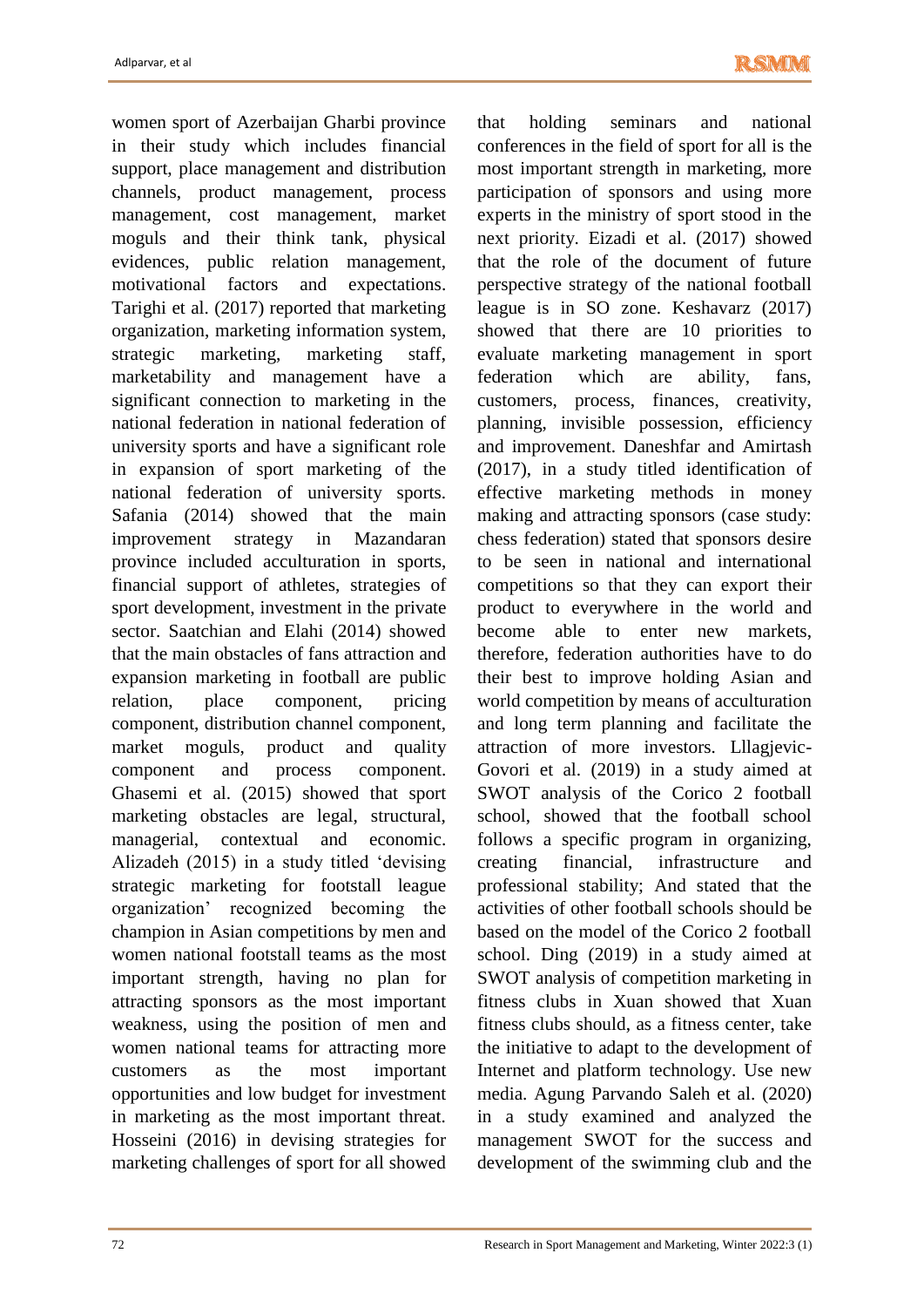women sport of Azerbaijan Gharbi province in their study which includes financial support, place management and distribution channels, product management, process management, cost management, market moguls and their think tank, physical evidences, public relation management, motivational factors and expectations. Tarighi et al. (2017) reported that marketing organization, marketing information system, strategic marketing, marketing staff, marketability and management have a significant connection to marketing in the national federation in national federation of university sports and have a significant role in expansion of sport marketing of the national federation of university sports. Safania (2014) showed that the main improvement strategy in Mazandaran province included acculturation in sports, financial support of athletes, strategies of sport development, investment in the private sector. Saatchian and Elahi (2014) showed that the main obstacles of fans attraction and expansion marketing in football are public relation, place component, pricing component, distribution channel component, market moguls, product and quality component and process component. Ghasemi et al. (2015) showed that sport marketing obstacles are legal, structural, managerial, contextual and economic. Alizadeh (2015) in a study titled 'devising strategic marketing for footstall league organization' recognized becoming the champion in Asian competitions by men and women national footstall teams as the most important strength, having no plan for attracting sponsors as the most important weakness, using the position of men and women national teams for attracting more customers as the most important opportunities and low budget for investment in marketing as the most important threat. Hosseini (2016) in devising strategies for marketing challenges of sport for all showed that holding seminars and national conferences in the field of sport for all is the most important strength in marketing, more participation of sponsors and using more experts in the ministry of sport stood in the next priority. Eizadi et al. (2017) showed that the role of the document of future perspective strategy of the national football league is in SO zone. Keshavarz (2017) showed that there are 10 priorities to evaluate marketing management in sport federation which are ability, fans, customers, process, finances, creativity, planning, invisible possession, efficiency and improvement. Daneshfar and Amirtash (2017), in a study titled identification of effective marketing methods in money making and attracting sponsors (case study: chess federation) stated that sponsors desire to be seen in national and international competitions so that they can export their product to everywhere in the world and become able to enter new markets, therefore, federation authorities have to do their best to improve holding Asian and world competition by means of acculturation and long term planning and facilitate the attraction of more investors. Lllagjevic-Govori et al. (2019) in a study aimed at SWOT analysis of the Corico 2 football school, showed that the football school follows a specific program in organizing, creating financial, infrastructure and professional stability; And stated that the activities of other football schools should be based on the model of the Corico 2 football school. Ding (2019) in a study aimed at SWOT analysis of competition marketing in fitness clubs in Xuan showed that Xuan fitness clubs should, as a fitness center, take the initiative to adapt to the development of Internet and platform technology. Use new media. Agung Parvando Saleh et al. (2020) in a study examined and analyzed the management SWOT for the success and development of the swimming club and the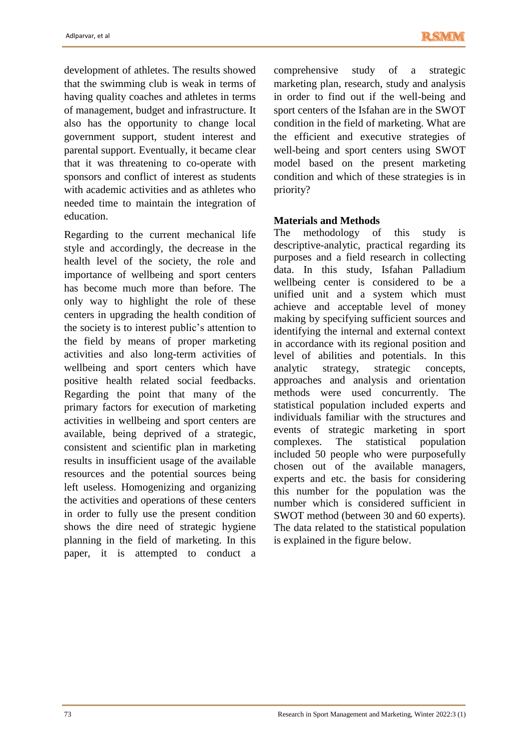development of athletes. The results showed that the swimming club is weak in terms of having quality coaches and athletes in terms of management, budget and infrastructure. It also has the opportunity to change local government support, student interest and parental support. Eventually, it became clear that it was threatening to co-operate with sponsors and conflict of interest as students with academic activities and as athletes who needed time to maintain the integration of education.

Regarding to the current mechanical life style and accordingly, the decrease in the health level of the society, the role and importance of wellbeing and sport centers has become much more than before. The only way to highlight the role of these centers in upgrading the health condition of the society is to interest public's attention to the field by means of proper marketing activities and also long-term activities of wellbeing and sport centers which have positive health related social feedbacks. Regarding the point that many of the primary factors for execution of marketing activities in wellbeing and sport centers are available, being deprived of a strategic, consistent and scientific plan in marketing results in insufficient usage of the available resources and the potential sources being left useless. Homogenizing and organizing the activities and operations of these centers in order to fully use the present condition shows the dire need of strategic hygiene planning in the field of marketing. In this paper, it is attempted to conduct a comprehensive study of a strategic marketing plan, research, study and analysis in order to find out if the well-being and sport centers of the Isfahan are in the SWOT condition in the field of marketing. What are the efficient and executive strategies of well-being and sport centers using SWOT model based on the present marketing condition and which of these strategies is in priority?

## Materials and Methods

The methodology of this study is descriptive-analytic, practical regarding its purposes and a field research in collecting data. In this study, Isfahan Palladium wellbeing center is considered to be a unified unit and a system which must achieve and acceptable level of money making by specifying sufficient sources and identifying the internal and external context in accordance with its regional position and level of abilities and potentials. In this analytic strategy, strategic concepts, approaches and analysis and orientation methods were used concurrently. The statistical population included experts and individuals familiar with the structures and events of strategic marketing in sport complexes. The statistical population included 50 people who were purposefully chosen out of the available managers, experts and etc. the basis for considering this number for the population was the number which is considered sufficient in SWOT method (between 30 and 60 experts). The data related to the statistical population is explained in the figure below.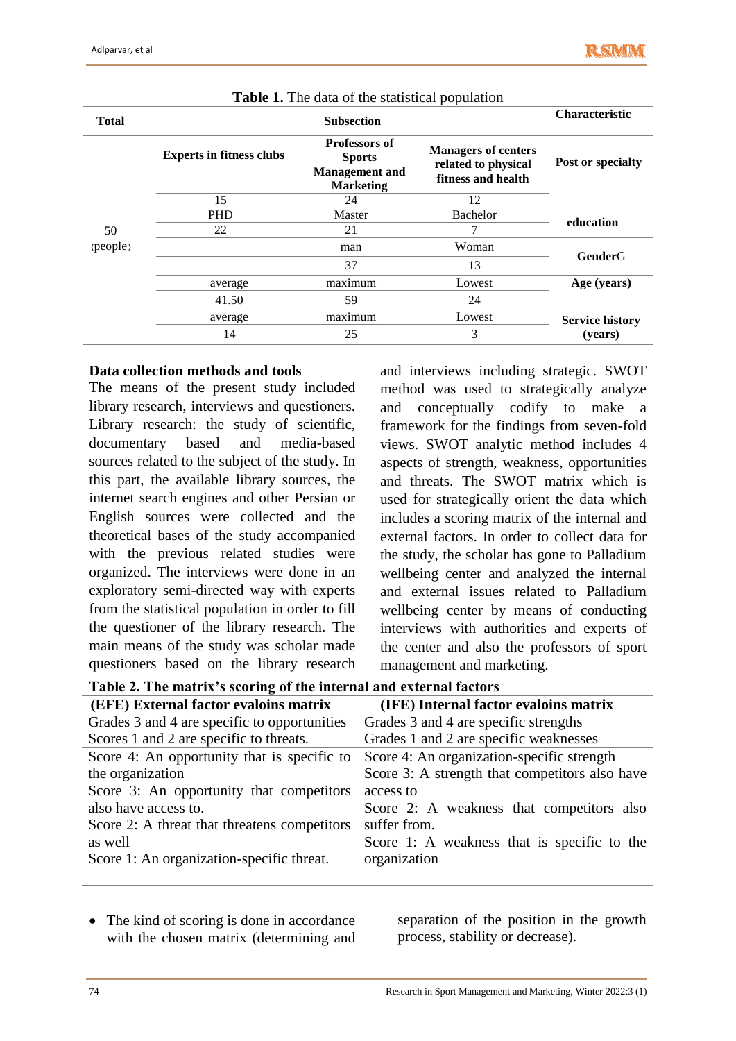**Table 1.** The data of the statistical population

| Total | Subsection | | | Characteristic |
|---|---|---|---|---|
| 50 (people) | **Experts in fitness clubs** | **Professors of Sports Management and Marketing** | **Managers of centers related to physical fitness and health** | **Post or specialty** |
| | 15 | 24 | 12 | |
| | PHD | Master | Bachelor | **education** |
| | 22 | 21 | 7 | |
| | | man | Woman | **GenderG** |
| | | 37 | 13 | |
| | average | maximum | Lowest | **Age (years)** |
| | 41.50 | 59 | 24 | |
| | average | maximum | Lowest | **Service history (years)** |
| | 14 | 25 | 3 | |

### Data collection methods and tools

The means of the present study included library research, interviews and questioners. Library research: the study of scientific, documentary based and media-based sources related to the subject of the study. In this part, the available library sources, the internet search engines and other Persian or English sources were collected and the theoretical bases of the study accompanied with the previous related studies were organized. The interviews were done in an exploratory semi-directed way with experts from the statistical population in order to fill the questioner of the library research. The main means of the study was scholar made questioners based on the library research and interviews including strategic. SWOT method was used to strategically analyze and conceptually codify to make a framework for the findings from seven-fold views. SWOT analytic method includes 4 aspects of strength, weakness, opportunities and threats. The SWOT matrix which is used for strategically orient the data which includes a scoring matrix of the internal and external factors. In order to collect data for the study, the scholar has gone to Palladium wellbeing center and analyzed the internal and external issues related to Palladium wellbeing center by means of conducting interviews with authorities and experts of the center and also the professors of sport management and marketing.

**Table 2. The matrix's scoring of the internal and external factors**

| (EFE) External factor evaloins matrix | (IFE) Internal factor evaloins matrix |
|---|---|
| Grades 3 and 4 are specific to opportunities<br>Scores 1 and 2 are specific to threats. | Grades 3 and 4 are specific strengths<br>Grades 1 and 2 are specific weaknesses |
| Score 4: An opportunity that is specific to the organization<br>Score 3: An opportunity that competitors also have access to.<br>Score 2: A threat that threatens competitors as well<br>Score 1: An organization-specific threat. | Score 4: An organization-specific strength<br>Score 3: A strength that competitors also have access to<br>Score 2: A weakness that competitors also suffer from.<br>Score 1: A weakness that is specific to the organization |

- The kind of scoring is done in accordance with the chosen matrix (determining and separation of the position in the growth process, stability or decrease).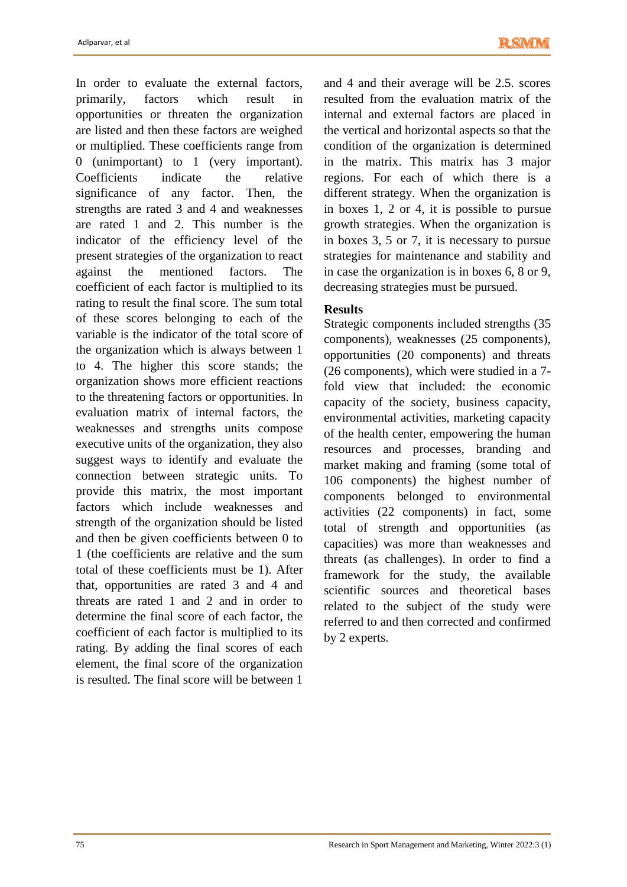In order to evaluate the external factors, primarily, factors which result in opportunities or threaten the organization are listed and then these factors are weighed or multiplied. These coefficients range from 0 (unimportant) to 1 (very important). Coefficients indicate the relative significance of any factor. Then, the strengths are rated 3 and 4 and weaknesses are rated 1 and 2. This number is the indicator of the efficiency level of the present strategies of the organization to react against the mentioned factors. The coefficient of each factor is multiplied to its rating to result the final score. The sum total of these scores belonging to each of the variable is the indicator of the total score of the organization which is always between 1 to 4. The higher this score stands; the organization shows more efficient reactions to the threatening factors or opportunities. In evaluation matrix of internal factors, the weaknesses and strengths units compose executive units of the organization, they also suggest ways to identify and evaluate the connection between strategic units. To provide this matrix, the most important factors which include weaknesses and strength of the organization should be listed and then be given coefficients between 0 to 1 (the coefficients are relative and the sum total of these coefficients must be 1). After that, opportunities are rated 3 and 4 and threats are rated 1 and 2 and in order to determine the final score of each factor, the coefficient of each factor is multiplied to its rating. By adding the final scores of each element, the final score of the organization is resulted. The final score will be between 1 and 4 and their average will be 2.5. scores resulted from the evaluation matrix of the internal and external factors are placed in the vertical and horizontal aspects so that the condition of the organization is determined in the matrix. This matrix has 3 major regions. For each of which there is a different strategy. When the organization is in boxes 1, 2 or 4, it is possible to pursue growth strategies. When the organization is in boxes 3, 5 or 7, it is necessary to pursue strategies for maintenance and stability and in case the organization is in boxes 6, 8 or 9, decreasing strategies must be pursued.

## Results

Strategic components included strengths (35 components), weaknesses (25 components), opportunities (20 components) and threats (26 components), which were studied in a 7-fold view that included: the economic capacity of the society, business capacity, environmental activities, marketing capacity of the health center, empowering the human resources and processes, branding and market making and framing (some total of 106 components) the highest number of components belonged to environmental activities (22 components) in fact, some total of strength and opportunities (as capacities) was more than weaknesses and threats (as challenges). In order to find a framework for the study, the available scientific sources and theoretical bases related to the subject of the study were referred to and then corrected and confirmed by 2 experts.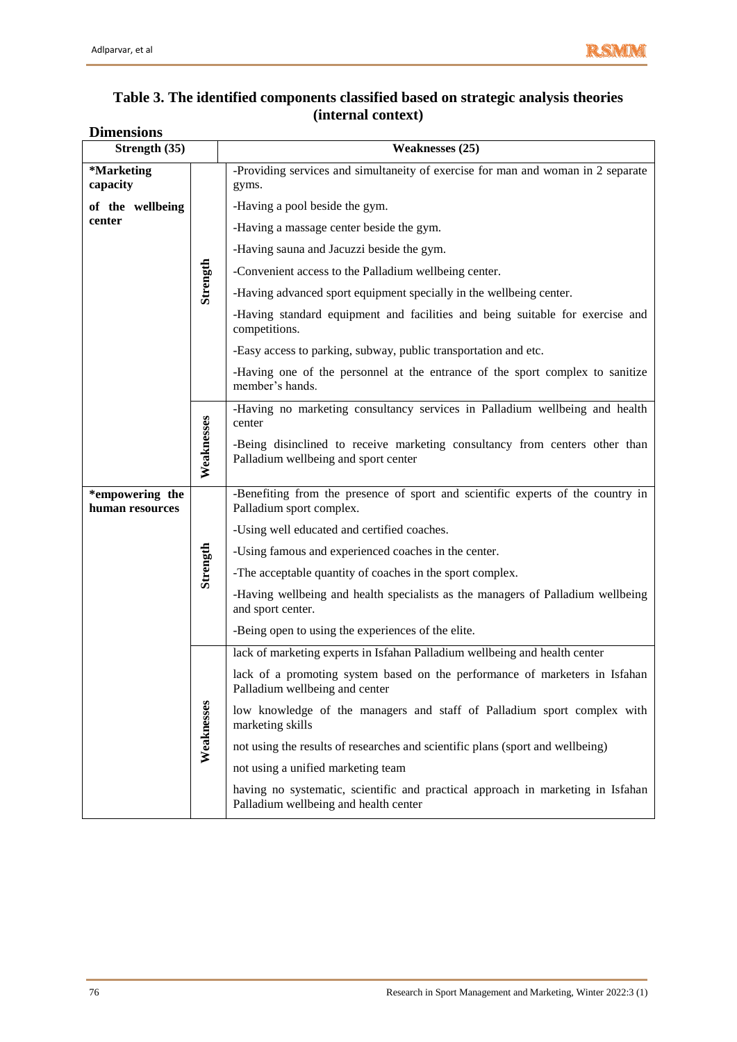## Table 3. The identified components classified based on strategic analysis theories (internal context)

**Dimensions**

| Strength (35) | | Weaknesses (25) |
|---|---|---|
| **\*Marketing capacity of the wellbeing center** | **Strength** | -Providing services and simultaneity of exercise for man and woman in 2 separate gyms. |
| | | -Having a pool beside the gym. |
| | | -Having a massage center beside the gym. |
| | | -Having sauna and Jacuzzi beside the gym. |
| | | -Convenient access to the Palladium wellbeing center. |
| | | -Having advanced sport equipment specially in the wellbeing center. |
| | | -Having standard equipment and facilities and being suitable for exercise and competitions. |
| | | -Easy access to parking, subway, public transportation and etc. |
| | | -Having one of the personnel at the entrance of the sport complex to sanitize member's hands. |
| | **Weaknesses** | -Having no marketing consultancy services in Palladium wellbeing and health center |
| | | -Being disinclined to receive marketing consultancy from centers other than Palladium wellbeing and sport center |
| **\*empowering the human resources** | **Strength** | -Benefiting from the presence of sport and scientific experts of the country in Palladium sport complex. |
| | | -Using well educated and certified coaches. |
| | | -Using famous and experienced coaches in the center. |
| | | -The acceptable quantity of coaches in the sport complex. |
| | | -Having wellbeing and health specialists as the managers of Palladium wellbeing and sport center. |
| | | -Being open to using the experiences of the elite. |
| | **Weaknesses** | lack of marketing experts in Isfahan Palladium wellbeing and health center |
| | | lack of a promoting system based on the performance of marketers in Isfahan Palladium wellbeing and center |
| | | low knowledge of the managers and staff of Palladium sport complex with marketing skills |
| | | not using the results of researches and scientific plans (sport and wellbeing) |
| | | not using a unified marketing team |
| | | having no systematic, scientific and practical approach in marketing in Isfahan Palladium wellbeing and health center |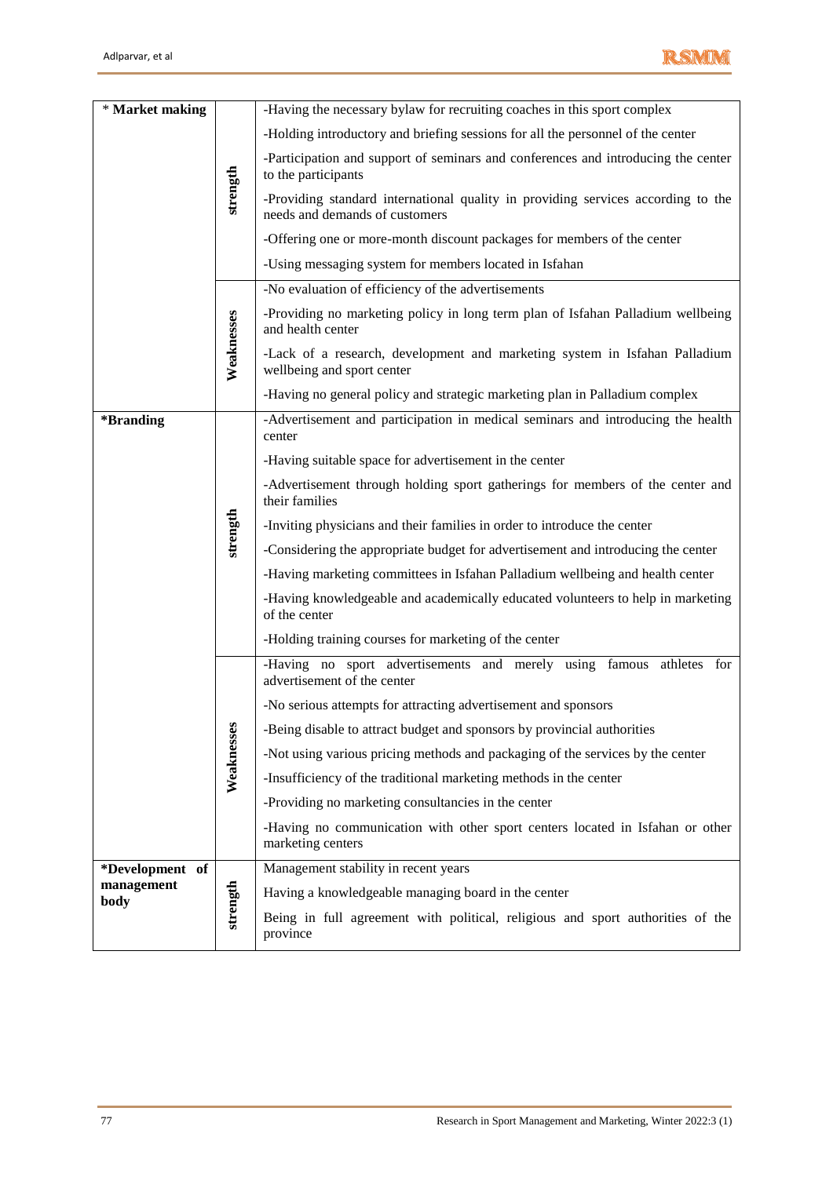| | | |
|---|---|---|
| * **Market making** | strength | -Having the necessary bylaw for recruiting coaches in this sport complex |
| | | -Holding introductory and briefing sessions for all the personnel of the center |
| | | -Participation and support of seminars and conferences and introducing the center to the participants |
| | | -Providing standard international quality in providing services according to the needs and demands of customers |
| | | -Offering one or more-month discount packages for members of the center |
| | | -Using messaging system for members located in Isfahan |
| | Weaknesses | -No evaluation of efficiency of the advertisements |
| | | -Providing no marketing policy in long term plan of Isfahan Palladium wellbeing and health center |
| | | -Lack of a research, development and marketing system in Isfahan Palladium wellbeing and sport center |
| | | -Having no general policy and strategic marketing plan in Palladium complex |
| ***Branding** | strength | -Advertisement and participation in medical seminars and introducing the health center |
| | | -Having suitable space for advertisement in the center |
| | | -Advertisement through holding sport gatherings for members of the center and their families |
| | | -Inviting physicians and their families in order to introduce the center |
| | | -Considering the appropriate budget for advertisement and introducing the center |
| | | -Having marketing committees in Isfahan Palladium wellbeing and health center |
| | | -Having knowledgeable and academically educated volunteers to help in marketing of the center |
| | | -Holding training courses for marketing of the center |
| | Weaknesses | -Having no sport advertisements and merely using famous athletes for advertisement of the center |
| | | -No serious attempts for attracting advertisement and sponsors |
| | | -Being disable to attract budget and sponsors by provincial authorities |
| | | -Not using various pricing methods and packaging of the services by the center |
| | | -Insufficiency of the traditional marketing methods in the center |
| | | -Providing no marketing consultancies in the center |
| | | -Having no communication with other sport centers located in Isfahan or other marketing centers |
| ***Development of management body** | strength | Management stability in recent years |
| | | Having a knowledgeable managing board in the center |
| | | Being in full agreement with political, religious and sport authorities of the province |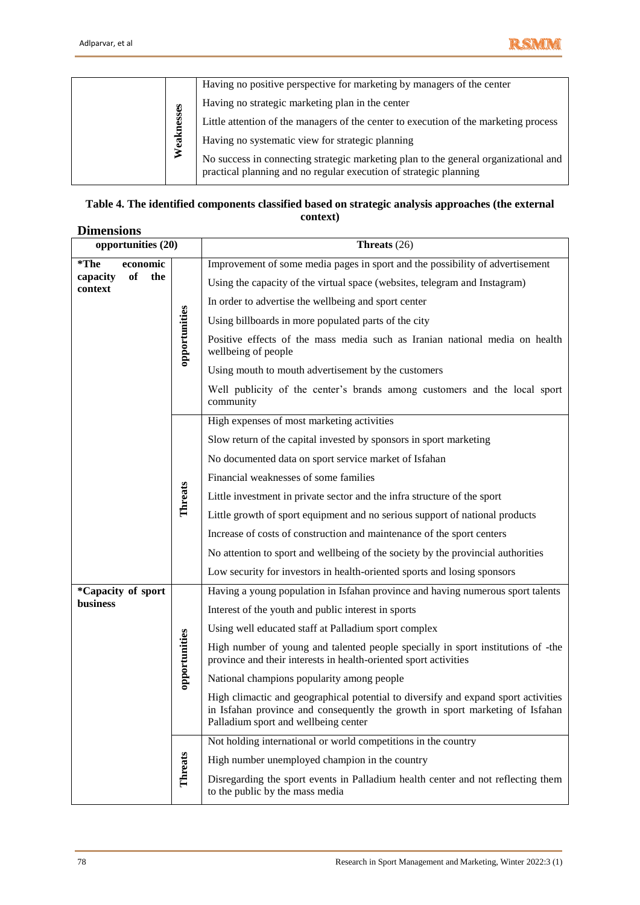| | | |
|---|---|---|
| | Weaknesses | Having no positive perspective for marketing by managers of the center |
| | | Having no strategic marketing plan in the center |
| | | Little attention of the managers of the center to execution of the marketing process |
| | | Having no systematic view for strategic planning |
| | | No success in connecting strategic marketing plan to the general organizational and practical planning and no regular execution of strategic planning |

**Table 4. The identified components classified based on strategic analysis approaches (the external context)**

| Dimensions | | |
|---|---|---|
| **opportunities (20)** | | **Threats** (26) |
| ***The economic capacity of the context** | opportunities | Improvement of some media pages in sport and the possibility of advertisement |
| | | Using the capacity of the virtual space (websites, telegram and Instagram) |
| | | In order to advertise the wellbeing and sport center |
| | | Using billboards in more populated parts of the city |
| | | Positive effects of the mass media such as Iranian national media on health wellbeing of people |
| | | Using mouth to mouth advertisement by the customers |
| | | Well publicity of the center's brands among customers and the local sport community |
| | Threats | High expenses of most marketing activities |
| | | Slow return of the capital invested by sponsors in sport marketing |
| | | No documented data on sport service market of Isfahan |
| | | Financial weaknesses of some families |
| | | Little investment in private sector and the infra structure of the sport |
| | | Little growth of sport equipment and no serious support of national products |
| | | Increase of costs of construction and maintenance of the sport centers |
| | | No attention to sport and wellbeing of the society by the provincial authorities |
| | | Low security for investors in health-oriented sports and losing sponsors |
| ***Capacity of sport business** | opportunities | Having a young population in Isfahan province and having numerous sport talents |
| | | Interest of the youth and public interest in sports |
| | | Using well educated staff at Palladium sport complex |
| | | High number of young and talented people specially in sport institutions of -the province and their interests in health-oriented sport activities |
| | | National champions popularity among people |
| | | High climactic and geographical potential to diversify and expand sport activities in Isfahan province and consequently the growth in sport marketing of Isfahan Palladium sport and wellbeing center |
| | Threats | Not holding international or world competitions in the country |
| | | High number unemployed champion in the country |
| | | Disregarding the sport events in Palladium health center and not reflecting them to the public by the mass media |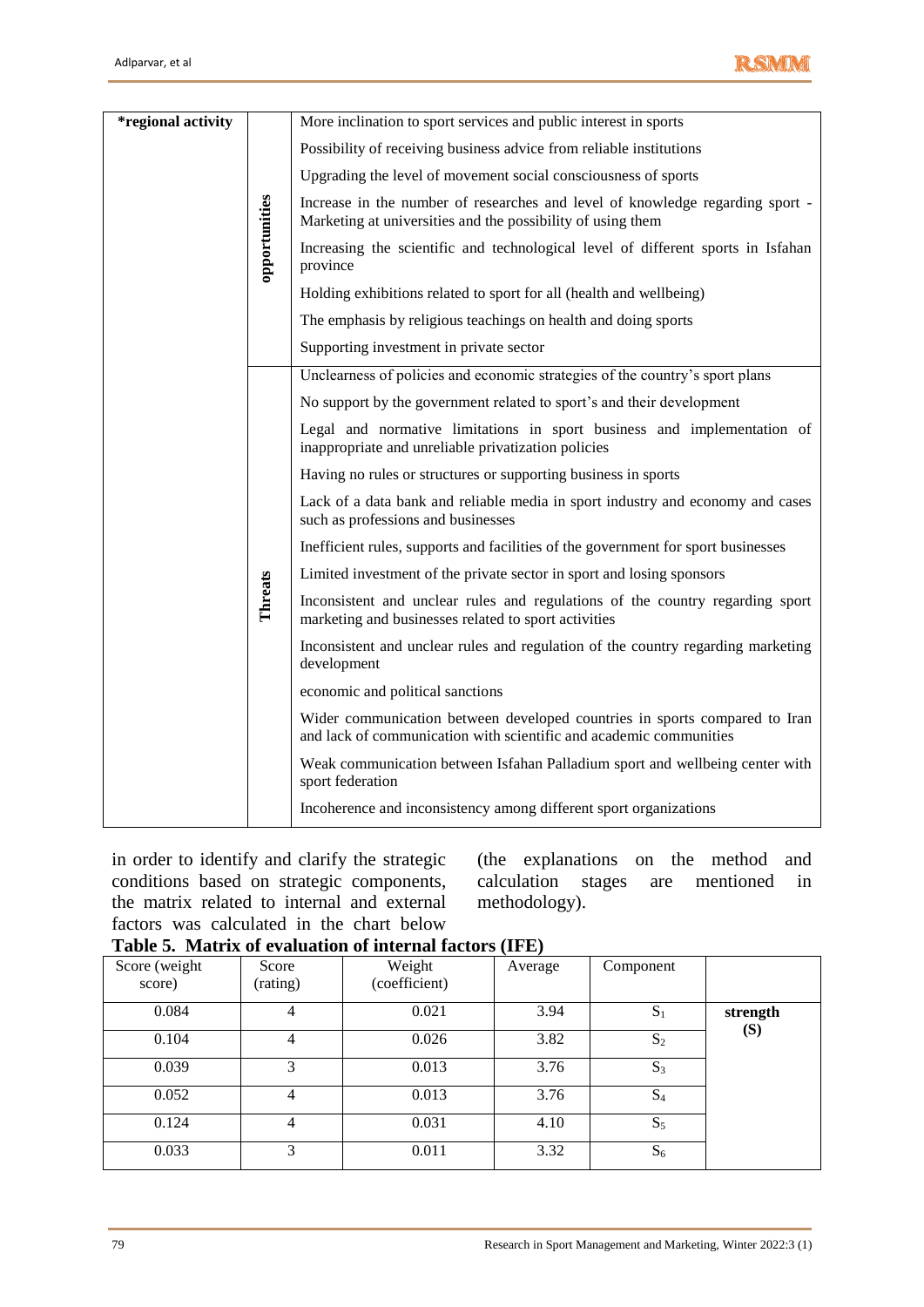| *regional activity | | |
|---|---|---|
| | opportunities | More inclination to sport services and public interest in sports |
| | | Possibility of receiving business advice from reliable institutions |
| | | Upgrading the level of movement social consciousness of sports |
| | | Increase in the number of researches and level of knowledge regarding sport - Marketing at universities and the possibility of using them |
| | | Increasing the scientific and technological level of different sports in Isfahan province |
| | | Holding exhibitions related to sport for all (health and wellbeing) |
| | | The emphasis by religious teachings on health and doing sports |
| | | Supporting investment in private sector |
| | Threats | Unclearness of policies and economic strategies of the country's sport plans |
| | | No support by the government related to sport's and their development |
| | | Legal and normative limitations in sport business and implementation of inappropriate and unreliable privatization policies |
| | | Having no rules or structures or supporting business in sports |
| | | Lack of a data bank and reliable media in sport industry and economy and cases such as professions and businesses |
| | | Inefficient rules, supports and facilities of the government for sport businesses |
| | | Limited investment of the private sector in sport and losing sponsors |
| | | Inconsistent and unclear rules and regulations of the country regarding sport marketing and businesses related to sport activities |
| | | Inconsistent and unclear rules and regulation of the country regarding marketing development |
| | | economic and political sanctions |
| | | Wider communication between developed countries in sports compared to Iran and lack of communication with scientific and academic communities |
| | | Weak communication between Isfahan Palladium sport and wellbeing center with sport federation |
| | | Incoherence and inconsistency among different sport organizations |

in order to identify and clarify the strategic conditions based on strategic components, the matrix related to internal and external factors was calculated in the chart below (the explanations on the method and calculation stages are mentioned in methodology).

**Table 5. Matrix of evaluation of internal factors (IFE)**

| Score (weight score) | Score (rating) | Weight (coefficient) | Average | Component | |
|---|---|---|---|---|---|
| 0.084 | 4 | 0.021 | 3.94 | $S_1$ | **strength (S)** |
| 0.104 | 4 | 0.026 | 3.82 | $S_2$ | |
| 0.039 | 3 | 0.013 | 3.76 | $S_3$ | |
| 0.052 | 4 | 0.013 | 3.76 | $S_4$ | |
| 0.124 | 4 | 0.031 | 4.10 | $S_5$ | |
| 0.033 | 3 | 0.011 | 3.32 | $S_6$ | |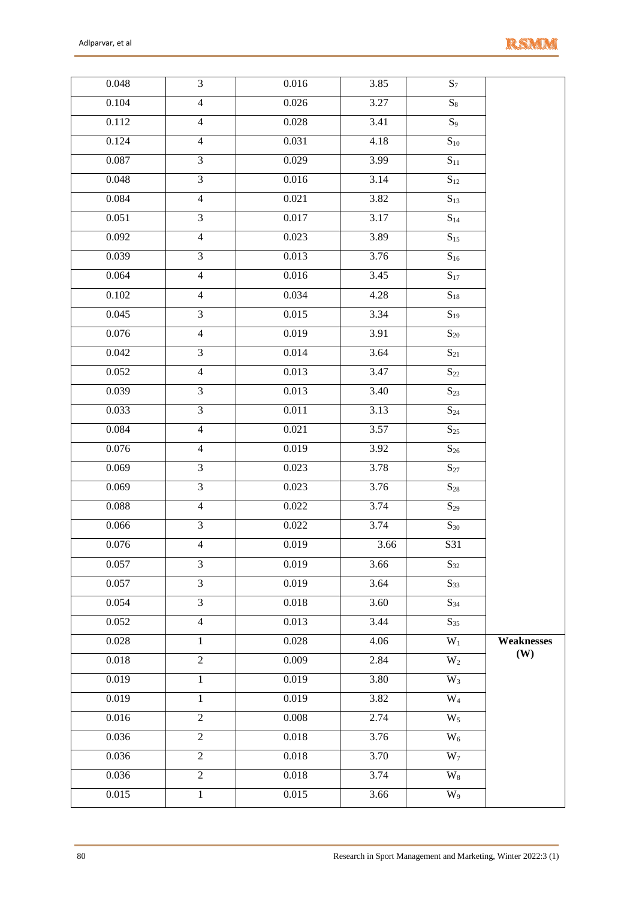| | | | | | |
|---|---|---|---|---|---|
| 0.048 | 3 | 0.016 | 3.85 | $S_7$ | |
| 0.104 | 4 | 0.026 | 3.27 | $S_8$ | |
| 0.112 | 4 | 0.028 | 3.41 | $S_9$ | |
| 0.124 | 4 | 0.031 | 4.18 | $S_{10}$ | |
| 0.087 | 3 | 0.029 | 3.99 | $S_{11}$ | |
| 0.048 | 3 | 0.016 | 3.14 | $S_{12}$ | |
| 0.084 | 4 | 0.021 | 3.82 | $S_{13}$ | |
| 0.051 | 3 | 0.017 | 3.17 | $S_{14}$ | |
| 0.092 | 4 | 0.023 | 3.89 | $S_{15}$ | |
| 0.039 | 3 | 0.013 | 3.76 | $S_{16}$ | |
| 0.064 | 4 | 0.016 | 3.45 | $S_{17}$ | |
| 0.102 | 4 | 0.034 | 4.28 | $S_{18}$ | |
| 0.045 | 3 | 0.015 | 3.34 | $S_{19}$ | |
| 0.076 | 4 | 0.019 | 3.91 | $S_{20}$ | |
| 0.042 | 3 | 0.014 | 3.64 | $S_{21}$ | |
| 0.052 | 4 | 0.013 | 3.47 | $S_{22}$ | |
| 0.039 | 3 | 0.013 | 3.40 | $S_{23}$ | |
| 0.033 | 3 | 0.011 | 3.13 | $S_{24}$ | |
| 0.084 | 4 | 0.021 | 3.57 | $S_{25}$ | |
| 0.076 | 4 | 0.019 | 3.92 | $S_{26}$ | |
| 0.069 | 3 | 0.023 | 3.78 | $S_{27}$ | |
| 0.069 | 3 | 0.023 | 3.76 | $S_{28}$ | |
| 0.088 | 4 | 0.022 | 3.74 | $S_{29}$ | |
| 0.066 | 3 | 0.022 | 3.74 | $S_{30}$ | |
| 0.076 | 4 | 0.019 | 3.66 | S31 | |
| 0.057 | 3 | 0.019 | 3.66 | $S_{32}$ | |
| 0.057 | 3 | 0.019 | 3.64 | $S_{33}$ | |
| 0.054 | 3 | 0.018 | 3.60 | $S_{34}$ | |
| 0.052 | 4 | 0.013 | 3.44 | $S_{35}$ | |
| 0.028 | 1 | 0.028 | 4.06 | $W_1$ | **Weaknesses (W)** |
| 0.018 | 2 | 0.009 | 2.84 | $W_2$ | |
| 0.019 | 1 | 0.019 | 3.80 | $W_3$ | |
| 0.019 | 1 | 0.019 | 3.82 | $W_4$ | |
| 0.016 | 2 | 0.008 | 2.74 | $W_5$ | |
| 0.036 | 2 | 0.018 | 3.76 | $W_6$ | |
| 0.036 | 2 | 0.018 | 3.70 | $W_7$ | |
| 0.036 | 2 | 0.018 | 3.74 | $W_8$ | |
| 0.015 | 1 | 0.015 | 3.66 | $W_9$ | |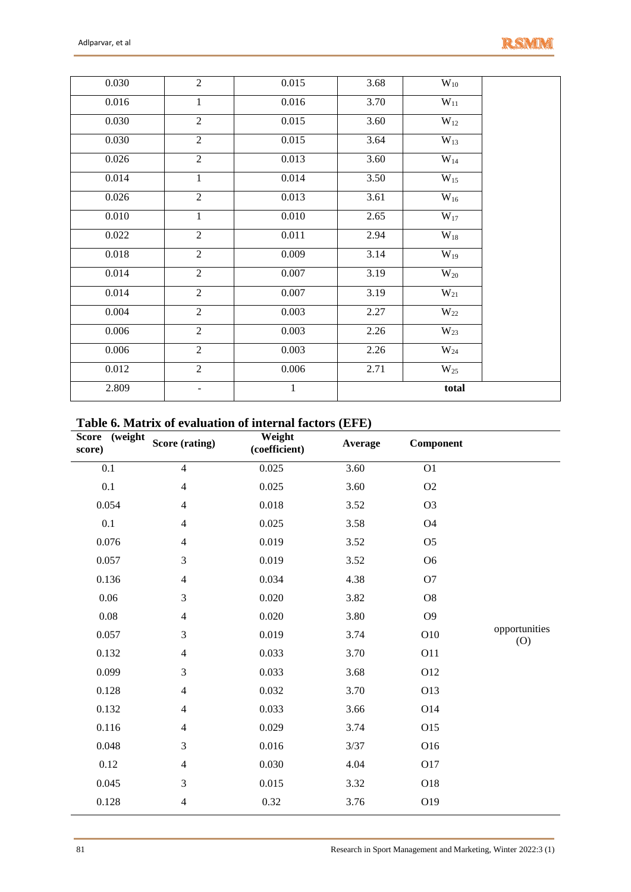| | | | | | |
|---|---|---|---|---|---|
| 0.030 | 2 | 0.015 | 3.68 | $W_{10}$ | |
| 0.016 | 1 | 0.016 | 3.70 | $W_{11}$ | |
| 0.030 | 2 | 0.015 | 3.60 | $W_{12}$ | |
| 0.030 | 2 | 0.015 | 3.64 | $W_{13}$ | |
| 0.026 | 2 | 0.013 | 3.60 | $W_{14}$ | |
| 0.014 | 1 | 0.014 | 3.50 | $W_{15}$ | |
| 0.026 | 2 | 0.013 | 3.61 | $W_{16}$ | |
| 0.010 | 1 | 0.010 | 2.65 | $W_{17}$ | |
| 0.022 | 2 | 0.011 | 2.94 | $W_{18}$ | |
| 0.018 | 2 | 0.009 | 3.14 | $W_{19}$ | |
| 0.014 | 2 | 0.007 | 3.19 | $W_{20}$ | |
| 0.014 | 2 | 0.007 | 3.19 | $W_{21}$ | |
| 0.004 | 2 | 0.003 | 2.27 | $W_{22}$ | |
| 0.006 | 2 | 0.003 | 2.26 | $W_{23}$ | |
| 0.006 | 2 | 0.003 | 2.26 | $W_{24}$ | |
| 0.012 | 2 | 0.006 | 2.71 | $W_{25}$ | |
| 2.809 | - | 1 | | total | |

**Table 6. Matrix of evaluation of internal factors (EFE)**

| Score (weight score) | Score (rating) | Weight (coefficient) | Average | Component | |
|---|---|---|---|---|---|
| 0.1 | 4 | 0.025 | 3.60 | O1 | opportunities (O) |
| 0.1 | 4 | 0.025 | 3.60 | O2 | |
| 0.054 | 4 | 0.018 | 3.52 | O3 | |
| 0.1 | 4 | 0.025 | 3.58 | O4 | |
| 0.076 | 4 | 0.019 | 3.52 | O5 | |
| 0.057 | 3 | 0.019 | 3.52 | O6 | |
| 0.136 | 4 | 0.034 | 4.38 | O7 | |
| 0.06 | 3 | 0.020 | 3.82 | O8 | |
| 0.08 | 4 | 0.020 | 3.80 | O9 | |
| 0.057 | 3 | 0.019 | 3.74 | O10 | |
| 0.132 | 4 | 0.033 | 3.70 | O11 | |
| 0.099 | 3 | 0.033 | 3.68 | O12 | |
| 0.128 | 4 | 0.032 | 3.70 | O13 | |
| 0.132 | 4 | 0.033 | 3.66 | O14 | |
| 0.116 | 4 | 0.029 | 3.74 | O15 | |
| 0.048 | 3 | 0.016 | 3/37 | O16 | |
| 0.12 | 4 | 0.030 | 4.04 | O17 | |
| 0.045 | 3 | 0.015 | 3.32 | O18 | |
| 0.128 | 4 | 0.32 | 3.76 | O19 | |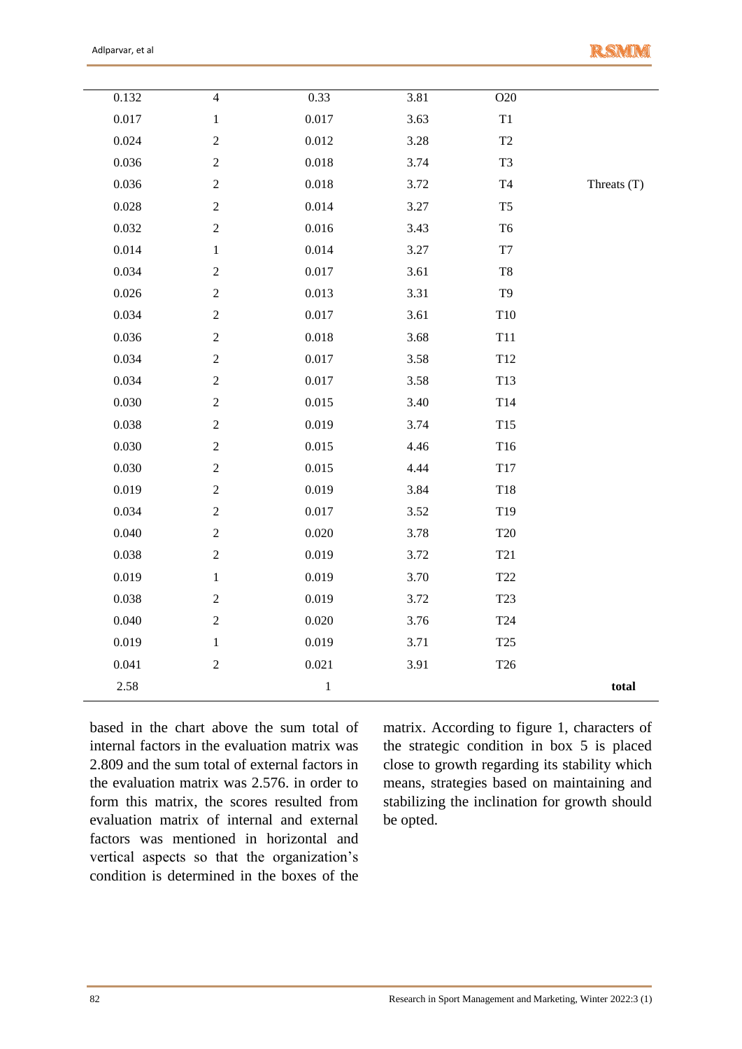| | | | | | |
|---|---|---|---|---|---|
| 0.132 | 4 | 0.33 | 3.81 | O20 | |
| 0.017 | 1 | 0.017 | 3.63 | T1 | |
| 0.024 | 2 | 0.012 | 3.28 | T2 | |
| 0.036 | 2 | 0.018 | 3.74 | T3 | |
| 0.036 | 2 | 0.018 | 3.72 | T4 | Threats (T) |
| 0.028 | 2 | 0.014 | 3.27 | T5 | |
| 0.032 | 2 | 0.016 | 3.43 | T6 | |
| 0.014 | 1 | 0.014 | 3.27 | T7 | |
| 0.034 | 2 | 0.017 | 3.61 | T8 | |
| 0.026 | 2 | 0.013 | 3.31 | T9 | |
| 0.034 | 2 | 0.017 | 3.61 | T10 | |
| 0.036 | 2 | 0.018 | 3.68 | T11 | |
| 0.034 | 2 | 0.017 | 3.58 | T12 | |
| 0.034 | 2 | 0.017 | 3.58 | T13 | |
| 0.030 | 2 | 0.015 | 3.40 | T14 | |
| 0.038 | 2 | 0.019 | 3.74 | T15 | |
| 0.030 | 2 | 0.015 | 4.46 | T16 | |
| 0.030 | 2 | 0.015 | 4.44 | T17 | |
| 0.019 | 2 | 0.019 | 3.84 | T18 | |
| 0.034 | 2 | 0.017 | 3.52 | T19 | |
| 0.040 | 2 | 0.020 | 3.78 | T20 | |
| 0.038 | 2 | 0.019 | 3.72 | T21 | |
| 0.019 | 1 | 0.019 | 3.70 | T22 | |
| 0.038 | 2 | 0.019 | 3.72 | T23 | |
| 0.040 | 2 | 0.020 | 3.76 | T24 | |
| 0.019 | 1 | 0.019 | 3.71 | T25 | |
| 0.041 | 2 | 0.021 | 3.91 | T26 | |
| 2.58 | | 1 | | | **total** |

based in the chart above the sum total of internal factors in the evaluation matrix was 2.809 and the sum total of external factors in the evaluation matrix was 2.576. in order to form this matrix, the scores resulted from evaluation matrix of internal and external factors was mentioned in horizontal and vertical aspects so that the organization's condition is determined in the boxes of the matrix. According to figure 1, characters of the strategic condition in box 5 is placed close to growth regarding its stability which means, strategies based on maintaining and stabilizing the inclination for growth should be opted.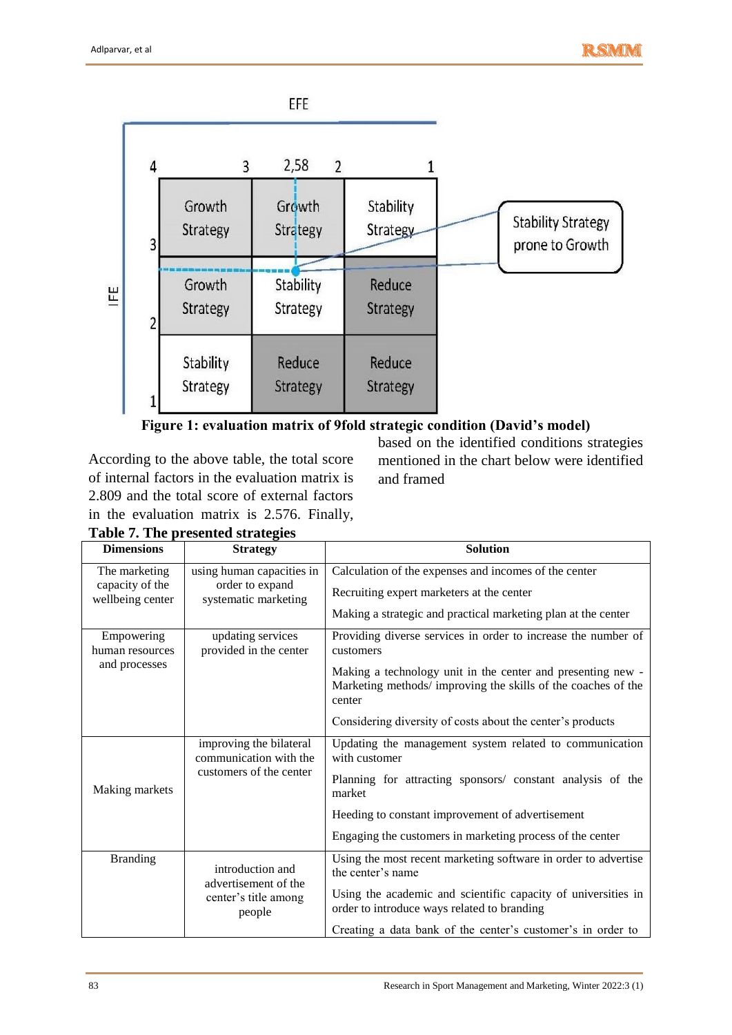EFE

| IFE \ EFE | 4–3 | 3–2 (2,58) | 2–1 |
|---|---|---|---|
| 3 | Growth Strategy | Growth Strategy | Stability Strategy |
| 2 | Growth Strategy | Stability Strategy | Reduce Strategy |
| 1 | Stability Strategy | Reduce Strategy | Reduce Strategy |

Stability Strategy prone to Growth

**Figure 1: evaluation matrix of 9fold strategic condition (David's model)**

According to the above table, the total score of internal factors in the evaluation matrix is 2.809 and the total score of external factors in the evaluation matrix is 2.576. Finally, based on the identified conditions strategies mentioned in the chart below were identified and framed

**Table 7. The presented strategies**

| Dimensions | Strategy | Solution |
|---|---|---|
| The marketing capacity of the wellbeing center | using human capacities in order to expand systematic marketing | Calculation of the expenses and incomes of the center |
| | | Recruiting expert marketers at the center |
| | | Making a strategic and practical marketing plan at the center |
| Empowering human resources and processes | updating services provided in the center | Providing diverse services in order to increase the number of customers |
| | | Making a technology unit in the center and presenting new - Marketing methods/ improving the skills of the coaches of the center |
| | | Considering diversity of costs about the center's products |
| Making markets | improving the bilateral communication with the customers of the center | Updating the management system related to communication with customer |
| | | Planning for attracting sponsors/ constant analysis of the market |
| | | Heeding to constant improvement of advertisement |
| | | Engaging the customers in marketing process of the center |
| Branding | introduction and advertisement of the center's title among people | Using the most recent marketing software in order to advertise the center's name |
| | | Using the academic and scientific capacity of universities in order to introduce ways related to branding |
| | | Creating a data bank of the center's customer's in order to |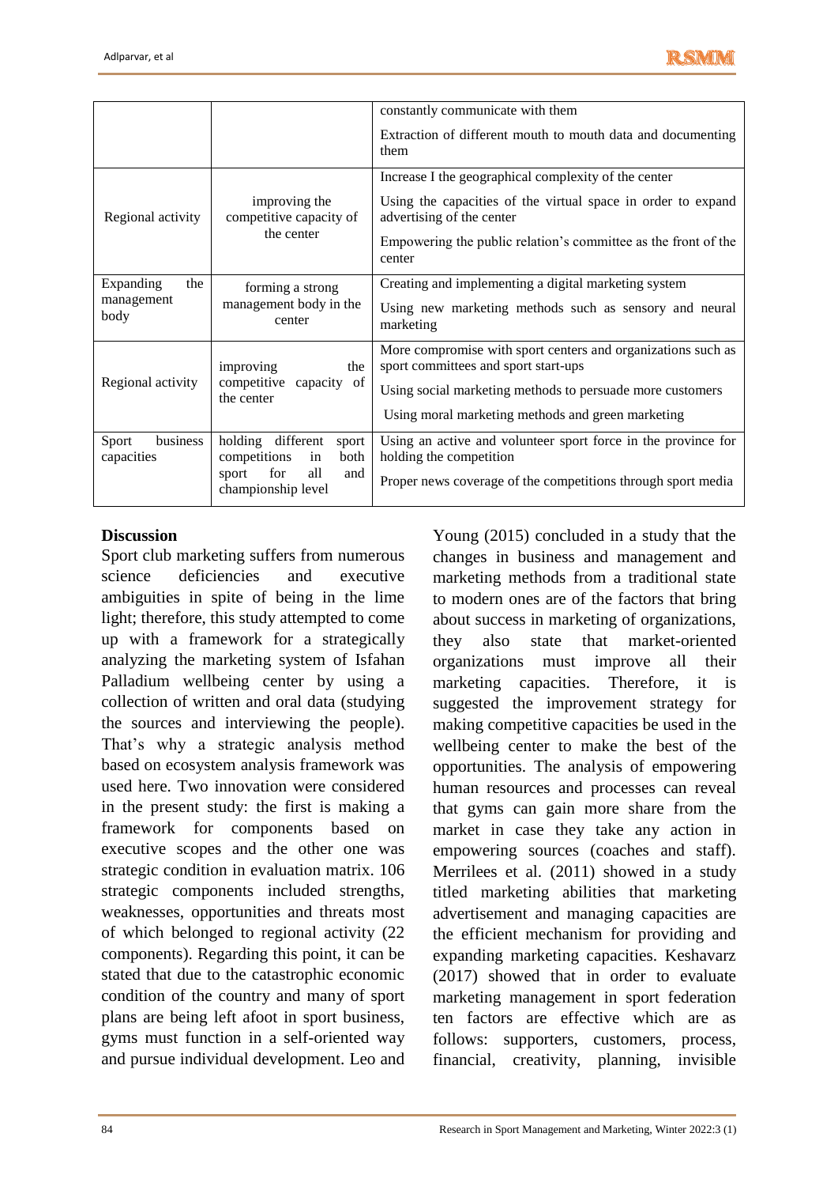| | | |
|---|---|---|
| | | constantly communicate with them<br>Extraction of different mouth to mouth data and documenting them |
| Regional activity | improving the competitive capacity of the center | Increase I the geographical complexity of the center<br>Using the capacities of the virtual space in order to expand advertising of the center<br>Empowering the public relation's committee as the front of the center |
| Expanding the management body | forming a strong management body in the center | Creating and implementing a digital marketing system<br>Using new marketing methods such as sensory and neural marketing |
| Regional activity | improving the competitive capacity of the center | More compromise with sport centers and organizations such as sport committees and sport start-ups<br>Using social marketing methods to persuade more customers<br>Using moral marketing methods and green marketing |
| Sport business capacities | holding different sport competitions in both sport for all and championship level | Using an active and volunteer sport force in the province for holding the competition<br>Proper news coverage of the competitions through sport media |

## Discussion

Sport club marketing suffers from numerous science deficiencies and executive ambiguities in spite of being in the lime light; therefore, this study attempted to come up with a framework for a strategically analyzing the marketing system of Isfahan Palladium wellbeing center by using a collection of written and oral data (studying the sources and interviewing the people). That's why a strategic analysis method based on ecosystem analysis framework was used here. Two innovation were considered in the present study: the first is making a framework for components based on executive scopes and the other one was strategic condition in evaluation matrix. 106 strategic components included strengths, weaknesses, opportunities and threats most of which belonged to regional activity (22 components). Regarding this point, it can be stated that due to the catastrophic economic condition of the country and many of sport plans are being left afoot in sport business, gyms must function in a self-oriented way and pursue individual development. Leo and Young (2015) concluded in a study that the changes in business and management and marketing methods from a traditional state to modern ones are of the factors that bring about success in marketing of organizations, they also state that market-oriented organizations must improve all their marketing capacities. Therefore, it is suggested the improvement strategy for making competitive capacities be used in the wellbeing center to make the best of the opportunities. The analysis of empowering human resources and processes can reveal that gyms can gain more share from the market in case they take any action in empowering sources (coaches and staff). Merrilees et al. (2011) showed in a study titled marketing abilities that marketing advertisement and managing capacities are the efficient mechanism for providing and expanding marketing capacities. Keshavarz (2017) showed that in order to evaluate marketing management in sport federation ten factors are effective which are as follows: supporters, customers, process, financial, creativity, planning, invisible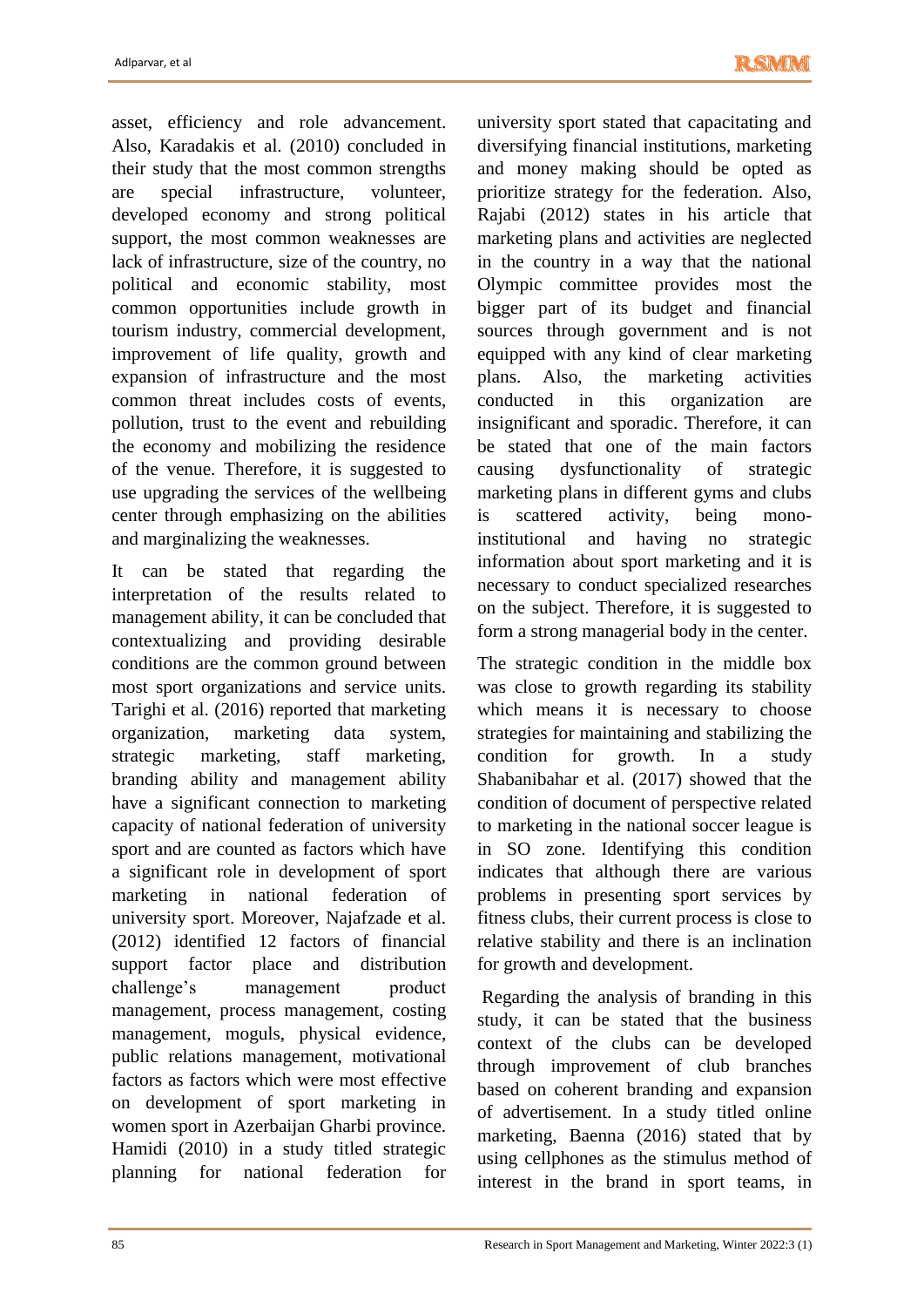asset, efficiency and role advancement. Also, Karadakis et al. (2010) concluded in their study that the most common strengths are special infrastructure, volunteer, developed economy and strong political support, the most common weaknesses are lack of infrastructure, size of the country, no political and economic stability, most common opportunities include growth in tourism industry, commercial development, improvement of life quality, growth and expansion of infrastructure and the most common threat includes costs of events, pollution, trust to the event and rebuilding the economy and mobilizing the residence of the venue. Therefore, it is suggested to use upgrading the services of the wellbeing center through emphasizing on the abilities and marginalizing the weaknesses.

It can be stated that regarding the interpretation of the results related to management ability, it can be concluded that contextualizing and providing desirable conditions are the common ground between most sport organizations and service units. Tarighi et al. (2016) reported that marketing organization, marketing data system, strategic marketing, staff marketing, branding ability and management ability have a significant connection to marketing capacity of national federation of university sport and are counted as factors which have a significant role in development of sport marketing in national federation of university sport. Moreover, Najafzade et al. (2012) identified 12 factors of financial support factor place and distribution challenge's management product management, process management, costing management, moguls, physical evidence, public relations management, motivational factors as factors which were most effective on development of sport marketing in women sport in Azerbaijan Gharbi province. Hamidi (2010) in a study titled strategic planning for national federation for university sport stated that capacitating and diversifying financial institutions, marketing and money making should be opted as prioritize strategy for the federation. Also, Rajabi (2012) states in his article that marketing plans and activities are neglected in the country in a way that the national Olympic committee provides most the bigger part of its budget and financial sources through government and is not equipped with any kind of clear marketing plans. Also, the marketing activities conducted in this organization are insignificant and sporadic. Therefore, it can be stated that one of the main factors causing dysfunctionality of strategic marketing plans in different gyms and clubs is scattered activity, being mono-institutional and having no strategic information about sport marketing and it is necessary to conduct specialized researches on the subject. Therefore, it is suggested to form a strong managerial body in the center.

The strategic condition in the middle box was close to growth regarding its stability which means it is necessary to choose strategies for maintaining and stabilizing the condition for growth. In a study Shabanibahar et al. (2017) showed that the condition of document of perspective related to marketing in the national soccer league is in SO zone. Identifying this condition indicates that although there are various problems in presenting sport services by fitness clubs, their current process is close to relative stability and there is an inclination for growth and development.

Regarding the analysis of branding in this study, it can be stated that the business context of the clubs can be developed through improvement of club branches based on coherent branding and expansion of advertisement. In a study titled online marketing, Baenna (2016) stated that by using cellphones as the stimulus method of interest in the brand in sport teams, in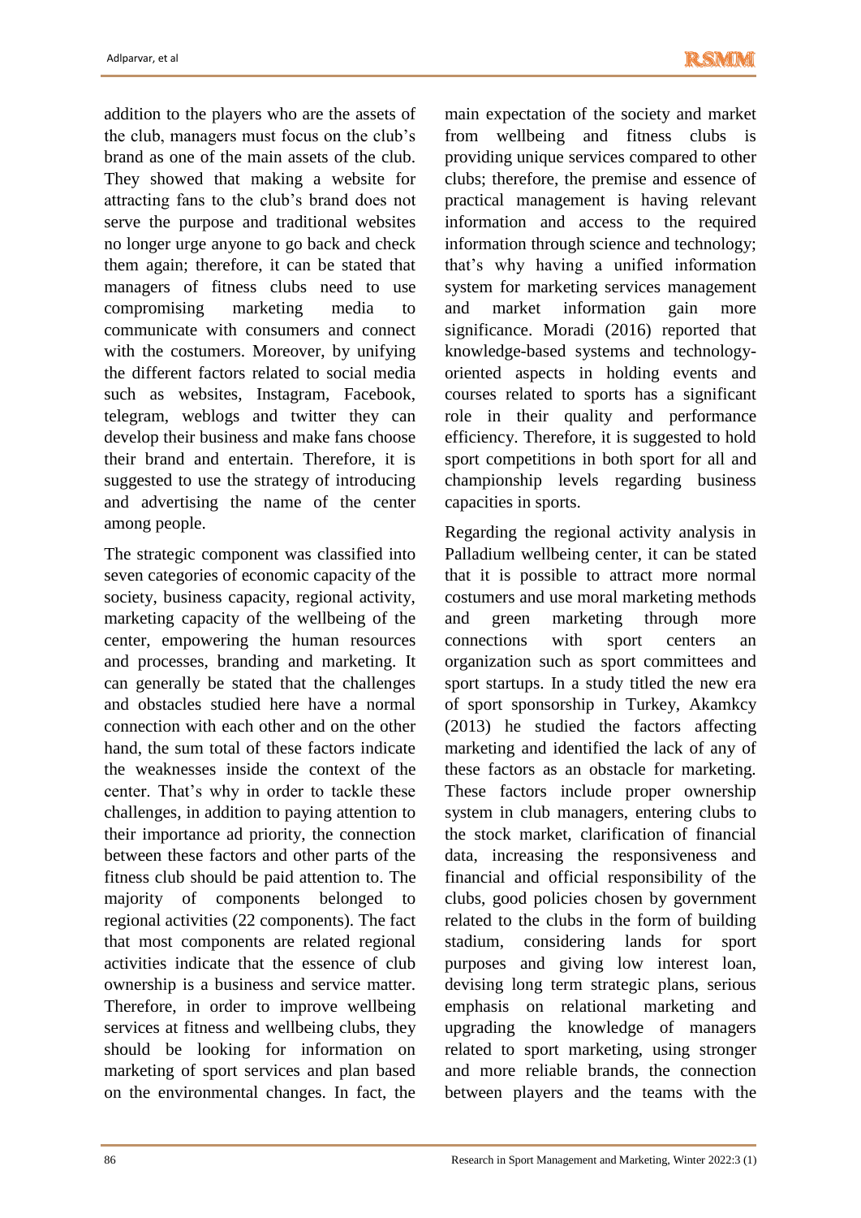addition to the players who are the assets of the club, managers must focus on the club's brand as one of the main assets of the club. They showed that making a website for attracting fans to the club's brand does not serve the purpose and traditional websites no longer urge anyone to go back and check them again; therefore, it can be stated that managers of fitness clubs need to use compromising marketing media to communicate with consumers and connect with the costumers. Moreover, by unifying the different factors related to social media such as websites, Instagram, Facebook, telegram, weblogs and twitter they can develop their business and make fans choose their brand and entertain. Therefore, it is suggested to use the strategy of introducing and advertising the name of the center among people.

The strategic component was classified into seven categories of economic capacity of the society, business capacity, regional activity, marketing capacity of the wellbeing of the center, empowering the human resources and processes, branding and marketing. It can generally be stated that the challenges and obstacles studied here have a normal connection with each other and on the other hand, the sum total of these factors indicate the weaknesses inside the context of the center. That's why in order to tackle these challenges, in addition to paying attention to their importance ad priority, the connection between these factors and other parts of the fitness club should be paid attention to. The majority of components belonged to regional activities (22 components). The fact that most components are related regional activities indicate that the essence of club ownership is a business and service matter. Therefore, in order to improve wellbeing services at fitness and wellbeing clubs, they should be looking for information on marketing of sport services and plan based on the environmental changes. In fact, the main expectation of the society and market from wellbeing and fitness clubs is providing unique services compared to other clubs; therefore, the premise and essence of practical management is having relevant information and access to the required information through science and technology; that's why having a unified information system for marketing services management and market information gain more significance. Moradi (2016) reported that knowledge-based systems and technology-oriented aspects in holding events and courses related to sports has a significant role in their quality and performance efficiency. Therefore, it is suggested to hold sport competitions in both sport for all and championship levels regarding business capacities in sports.

Regarding the regional activity analysis in Palladium wellbeing center, it can be stated that it is possible to attract more normal costumers and use moral marketing methods and green marketing through more connections with sport centers an organization such as sport committees and sport startups. In a study titled the new era of sport sponsorship in Turkey, Akamkcy (2013) he studied the factors affecting marketing and identified the lack of any of these factors as an obstacle for marketing. These factors include proper ownership system in club managers, entering clubs to the stock market, clarification of financial data, increasing the responsiveness and financial and official responsibility of the clubs, good policies chosen by government related to the clubs in the form of building stadium, considering lands for sport purposes and giving low interest loan, devising long term strategic plans, serious emphasis on relational marketing and upgrading the knowledge of managers related to sport marketing, using stronger and more reliable brands, the connection between players and the teams with the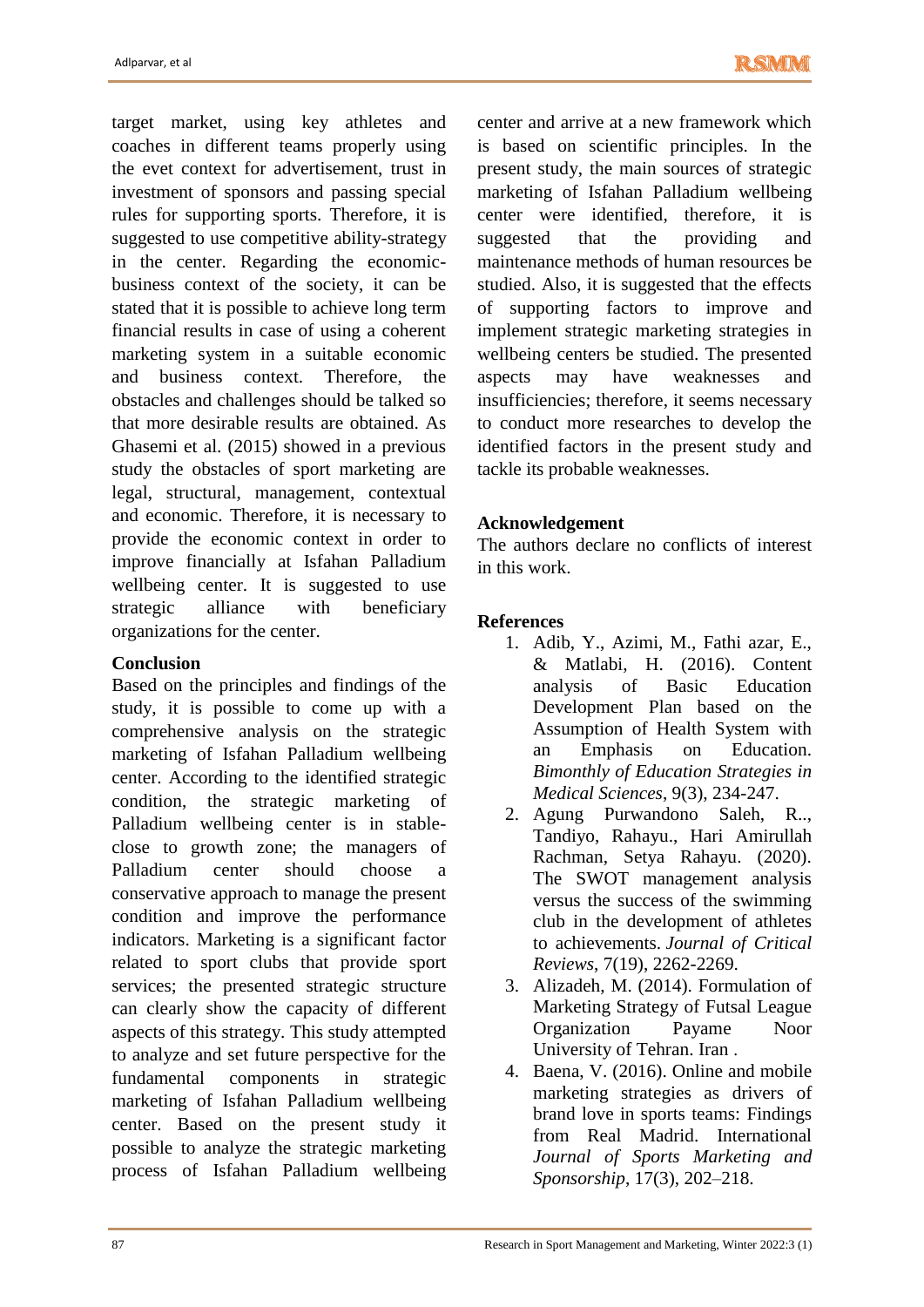target market, using key athletes and coaches in different teams properly using the evet context for advertisement, trust in investment of sponsors and passing special rules for supporting sports. Therefore, it is suggested to use competitive ability-strategy in the center. Regarding the economic-business context of the society, it can be stated that it is possible to achieve long term financial results in case of using a coherent marketing system in a suitable economic and business context. Therefore, the obstacles and challenges should be talked so that more desirable results are obtained. As Ghasemi et al. (2015) showed in a previous study the obstacles of sport marketing are legal, structural, management, contextual and economic. Therefore, it is necessary to provide the economic context in order to improve financially at Isfahan Palladium wellbeing center. It is suggested to use strategic alliance with beneficiary organizations for the center.

**Conclusion**

Based on the principles and findings of the study, it is possible to come up with a comprehensive analysis on the strategic marketing of Isfahan Palladium wellbeing center. According to the identified strategic condition, the strategic marketing of Palladium wellbeing center is in stable-close to growth zone; the managers of Palladium center should choose a conservative approach to manage the present condition and improve the performance indicators. Marketing is a significant factor related to sport clubs that provide sport services; the presented strategic structure can clearly show the capacity of different aspects of this strategy. This study attempted to analyze and set future perspective for the fundamental components in strategic marketing of Isfahan Palladium wellbeing center. Based on the present study it possible to analyze the strategic marketing process of Isfahan Palladium wellbeing center and arrive at a new framework which is based on scientific principles. In the present study, the main sources of strategic marketing of Isfahan Palladium wellbeing center were identified, therefore, it is suggested that the providing and maintenance methods of human resources be studied. Also, it is suggested that the effects of supporting factors to improve and implement strategic marketing strategies in wellbeing centers be studied. The presented aspects may have weaknesses and insufficiencies; therefore, it seems necessary to conduct more researches to develop the identified factors in the present study and tackle its probable weaknesses.

**Acknowledgement**

The authors declare no conflicts of interest in this work.

**References**

1. Adib, Y., Azimi, M., Fathi azar, E., & Matlabi, H. (2016). Content analysis of Basic Education Development Plan based on the Assumption of Health System with an Emphasis on Education. *Bimonthly of Education Strategies in Medical Sciences*, 9(3), 234-247.
2. Agung Purwandono Saleh, R.., Tandiyo, Rahayu., Hari Amirullah Rachman, Setya Rahayu. (2020). The SWOT management analysis versus the success of the swimming club in the development of athletes to achievements. *Journal of Critical Reviews*, 7(19), 2262-2269.
3. Alizadeh, M. (2014). Formulation of Marketing Strategy of Futsal League Organization Payame Noor University of Tehran. Iran .
4. Baena, V. (2016). Online and mobile marketing strategies as drivers of brand love in sports teams: Findings from Real Madrid. International *Journal of Sports Marketing and Sponsorship*, 17(3), 202–218.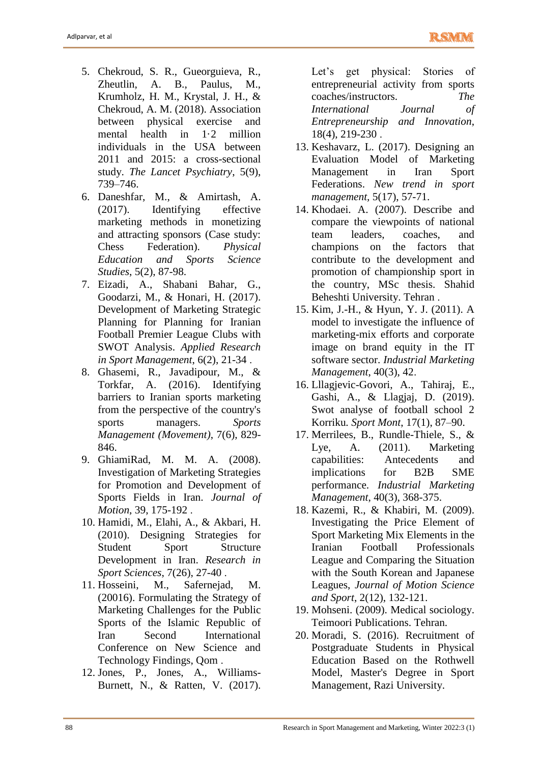5. Chekroud, S. R., Gueorguieva, R., Zheutlin, A. B., Paulus, M., Krumholz, H. M., Krystal, J. H., & Chekroud, A. M. (2018). Association between physical exercise and mental health in 1·2 million individuals in the USA between 2011 and 2015: a cross-sectional study. *The Lancet Psychiatry*, 5(9), 739–746.
6. Daneshfar, M., & Amirtash, A. (2017). Identifying effective marketing methods in monetizing and attracting sponsors (Case study: Chess Federation). *Physical Education and Sports Science Studies*, 5(2), 87-98.
7. Eizadi, A., Shabani Bahar, G., Goodarzi, M., & Honari, H. (2017). Development of Marketing Strategic Planning for Planning for Iranian Football Premier League Clubs with SWOT Analysis. *Applied Research in Sport Management*, 6(2), 21-34 .
8. Ghasemi, R., Javadipour, M., & Torkfar, A. (2016). Identifying barriers to Iranian sports marketing from the perspective of the country's sports managers. *Sports Management (Movement)*, 7(6), 829-846.
9. GhiamiRad, M. M. A. (2008). Investigation of Marketing Strategies for Promotion and Development of Sports Fields in Iran. *Journal of Motion*, 39, 175-192 .
10. Hamidi, M., Elahi, A., & Akbari, H. (2010). Designing Strategies for Student Sport Structure Development in Iran. *Research in Sport Sciences*, 7(26), 27-40 .
11. Hosseini, M., Safernejad, M. (20016). Formulating the Strategy of Marketing Challenges for the Public Sports of the Islamic Republic of Iran Second International Conference on New Science and Technology Findings, Qom .
12. Jones, P., Jones, A., Williams-Burnett, N., & Ratten, V. (2017). Let's get physical: Stories of entrepreneurial activity from sports coaches/instructors. *The International Journal of Entrepreneurship and Innovation*, 18(4), 219-230 .
13. Keshavarz, L. (2017). Designing an Evaluation Model of Marketing Management in Iran Sport Federations. *New trend in sport management*, 5(17), 57-71.
14. Khodaei. A. (2007). Describe and compare the viewpoints of national team leaders, coaches, and champions on the factors that contribute to the development and promotion of championship sport in the country, MSc thesis. Shahid Beheshti University. Tehran .
15. Kim, J.-H., & Hyun, Y. J. (2011). A model to investigate the influence of marketing-mix efforts and corporate image on brand equity in the IT software sector. *Industrial Marketing Management*, 40(3), 42.
16. Lllagjevic-Govori, A., Tahiraj, E., Gashi, A., & Llagjaj, D. (2019). Swot analyse of football school 2 Korriku. *Sport Mont*, 17(1), 87–90.
17. Merrilees, B., Rundle-Thiele, S., & Lye, A. (2011). Marketing capabilities: Antecedents and implications for B2B SME performance. *Industrial Marketing Management*, 40(3), 368-375.
18. Kazemi, R., & Khabiri, M. (2009). Investigating the Price Element of Sport Marketing Mix Elements in the Iranian Football Professionals League and Comparing the Situation with the South Korean and Japanese Leagues, *Journal of Motion Science and Sport*, 2(12), 132-121.
19. Mohseni. (2009). Medical sociology. Teimoori Publications. Tehran.
20. Moradi, S. (2016). Recruitment of Postgraduate Students in Physical Education Based on the Rothwell Model, Master's Degree in Sport Management, Razi University.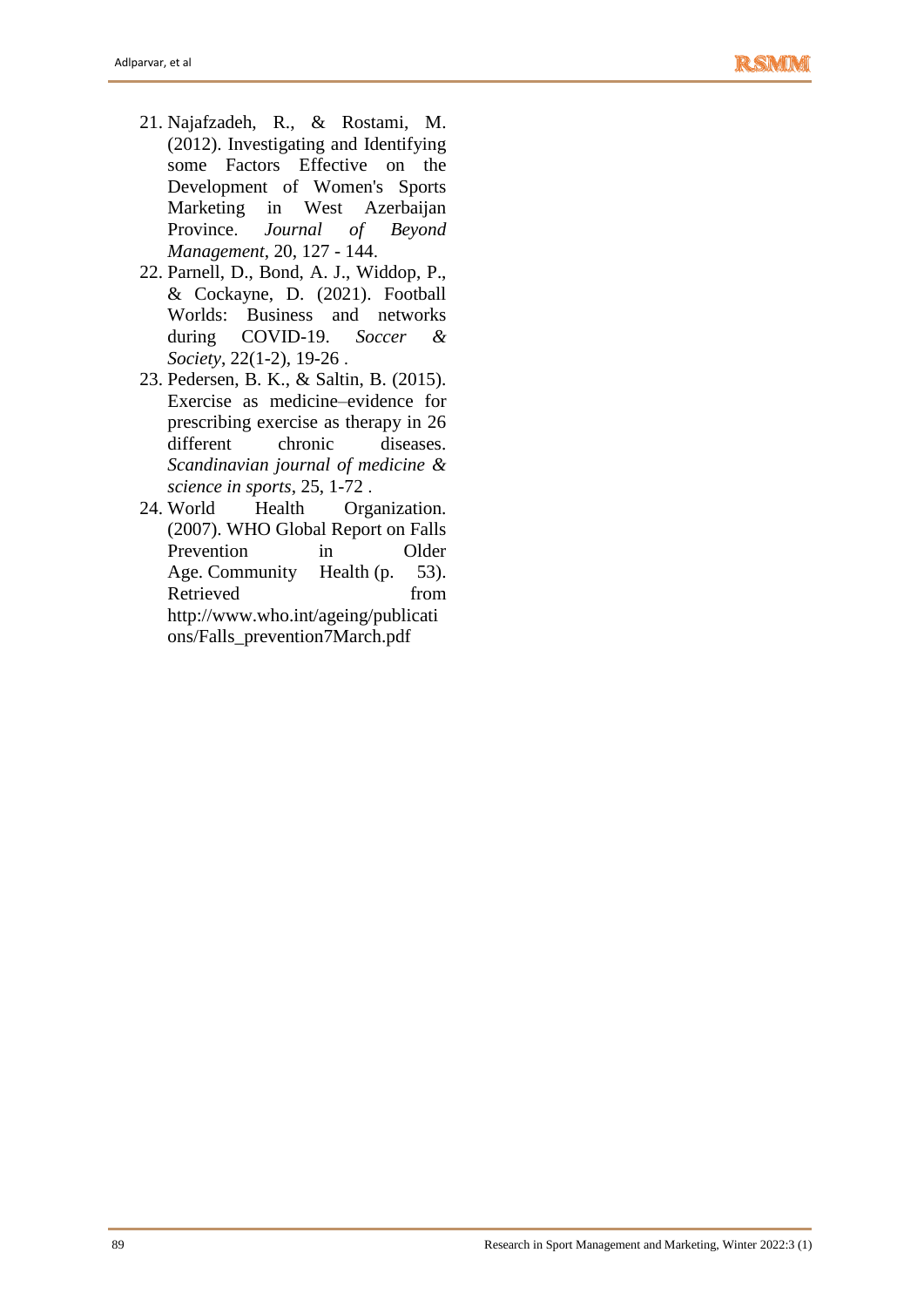21. Najafzadeh, R., & Rostami, M. (2012). Investigating and Identifying some Factors Effective on the Development of Women's Sports Marketing in West Azerbaijan Province. *Journal of Beyond Management*, 20, 127 - 144.
22. Parnell, D., Bond, A. J., Widdop, P., & Cockayne, D. (2021). Football Worlds: Business and networks during COVID-19. *Soccer & Society*, 22(1-2), 19-26 .
23. Pedersen, B. K., & Saltin, B. (2015). Exercise as medicine–evidence for prescribing exercise as therapy in 26 different chronic diseases. *Scandinavian journal of medicine & science in sports*, 25, 1-72 .
24. World Health Organization. (2007). WHO Global Report on Falls Prevention in Older Age. Community Health (p. 53). Retrieved from http://www.who.int/ageing/publications/Falls_prevention7March.pdf